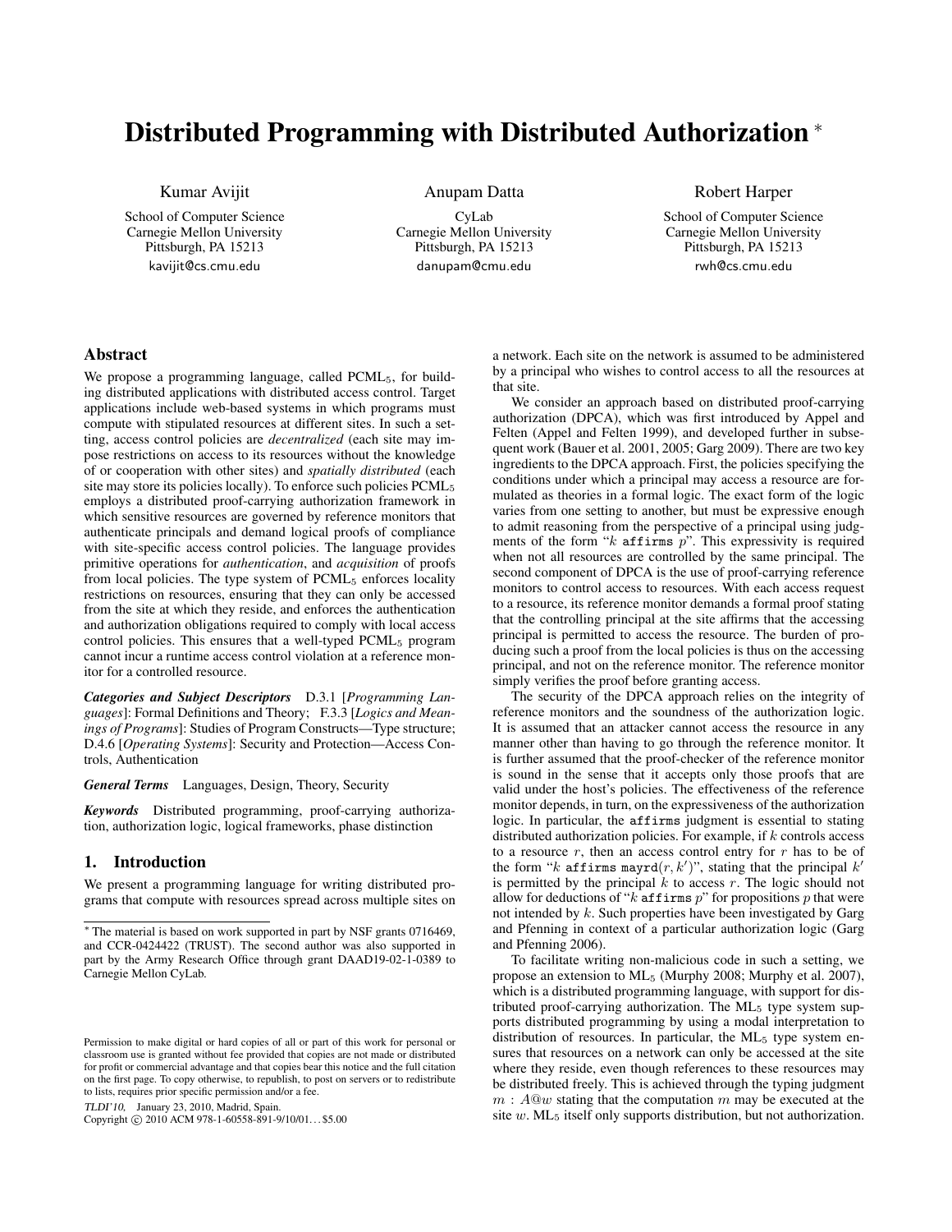# Distributed Programming with Distributed Authorization *

Kumar Avijit
School of Computer Science
Carnegie Mellon University
Pittsburgh, PA 15213
kavijit@cs.cmu.edu

Anupam Datta
CyLab
Carnegie Mellon University
Pittsburgh, PA 15213
danupam@cmu.edu

Robert Harper
School of Computer Science
Carnegie Mellon University
Pittsburgh, PA 15213
rwh@cs.cmu.edu

## Abstract

We propose a programming language, called $\mathrm{PCML}_5$, for building distributed applications with distributed access control. Target applications include web-based systems in which programs must compute with stipulated resources at different sites. In such a setting, access control policies are *decentralized* (each site may impose restrictions on access to its resources without the knowledge of or cooperation with other sites) and *spatially distributed* (each site may store its policies locally). To enforce such policies $\mathrm{PCML}_5$ employs a distributed proof-carrying authorization framework in which sensitive resources are governed by reference monitors that authenticate principals and demand logical proofs of compliance with site-specific access control policies. The language provides primitive operations for *authentication*, and *acquisition* of proofs from local policies. The type system of $\mathrm{PCML}_5$ enforces locality restrictions on resources, ensuring that they can only be accessed from the site at which they reside, and enforces the authentication and authorization obligations required to comply with local access control policies. This ensures that a well-typed $\mathrm{PCML}_5$ program cannot incur a runtime access control violation at a reference monitor for a controlled resource.

***Categories and Subject Descriptors*** D.3.1 [*Programming Languages*]: Formal Definitions and Theory; F.3.3 [*Logics and Meanings of Programs*]: Studies of Program Constructs—Type structure; D.4.6 [*Operating Systems*]: Security and Protection—Access Controls, Authentication

***General Terms*** Languages, Design, Theory, Security

***Keywords*** Distributed programming, proof-carrying authorization, authorization logic, logical frameworks, phase distinction

## 1. Introduction

We present a programming language for writing distributed programs that compute with resources spread across multiple sites on a network. Each site on the network is assumed to be administered by a principal who wishes to control access to all the resources at that site.

We consider an approach based on distributed proof-carrying authorization (DPCA), which was first introduced by Appel and Felten (Appel and Felten 1999), and developed further in subsequent work (Bauer et al. 2001, 2005; Garg 2009). There are two key ingredients to the DPCA approach. First, the policies specifying the conditions under which a principal may access a resource are formulated as theories in a formal logic. The exact form of the logic varies from one setting to another, but must be expressive enough to admit reasoning from the perspective of a principal using judgments of the form "$k$ affirms $p$". This expressivity is required when not all resources are controlled by the same principal. The second component of DPCA is the use of proof-carrying reference monitors to control access to resources. With each access request to a resource, its reference monitor demands a formal proof stating that the controlling principal at the site affirms that the accessing principal is permitted to access the resource. The burden of producing such a proof from the local policies is thus on the accessing principal, and not on the reference monitor. The reference monitor simply verifies the proof before granting access.

The security of the DPCA approach relies on the integrity of reference monitors and the soundness of the authorization logic. It is assumed that an attacker cannot access the resource in any manner other than having to go through the reference monitor. It is further assumed that the proof-checker of the reference monitor is sound in the sense that it accepts only those proofs that are valid under the host's policies. The effectiveness of the reference monitor depends, in turn, on the expressiveness of the authorization logic. In particular, the affirms judgment is essential to stating distributed authorization policies. For example, if $k$ controls access to a resource $r$, then an access control entry for $r$ has to be of the form "$k$ affirms mayrd$(r, k')$", stating that the principal $k'$ is permitted by the principal $k$ to access $r$. The logic should not allow for deductions of "$k$ affirms $p$" for propositions $p$ that were not intended by $k$. Such properties have been investigated by Garg and Pfenning in context of a particular authorization logic (Garg and Pfenning 2006).

To facilitate writing non-malicious code in such a setting, we propose an extension to $\mathrm{ML}_5$ (Murphy 2008; Murphy et al. 2007), which is a distributed programming language, with support for distributed proof-carrying authorization. The $\mathrm{ML}_5$ type system supports distributed programming by using a modal interpretation to distribution of resources. In particular, the $\mathrm{ML}_5$ type system ensures that resources on a network can only be accessed at the site where they reside, even though references to these resources may be distributed freely. This is achieved through the typing judgment $m : A@w$ stating that the computation $m$ may be executed at the site $w$. $\mathrm{ML}_5$ itself only supports distribution, but not authorization.

* The material is based on work supported in part by NSF grants 0716469, and CCR-0424422 (TRUST). The second author was also supported in part by the Army Research Office through grant DAAD19-02-1-0389 to Carnegie Mellon CyLab.

Permission to make digital or hard copies of all or part of this work for personal or classroom use is granted without fee provided that copies are not made or distributed for profit or commercial advantage and that copies bear this notice and the full citation on the first page. To copy otherwise, to republish, to post on servers or to redistribute to lists, requires prior specific permission and/or a fee.

TLDI'10, January 23, 2010, Madrid, Spain.
Copyright © 2010 ACM 978-1-60558-891-9/10/01…$5.00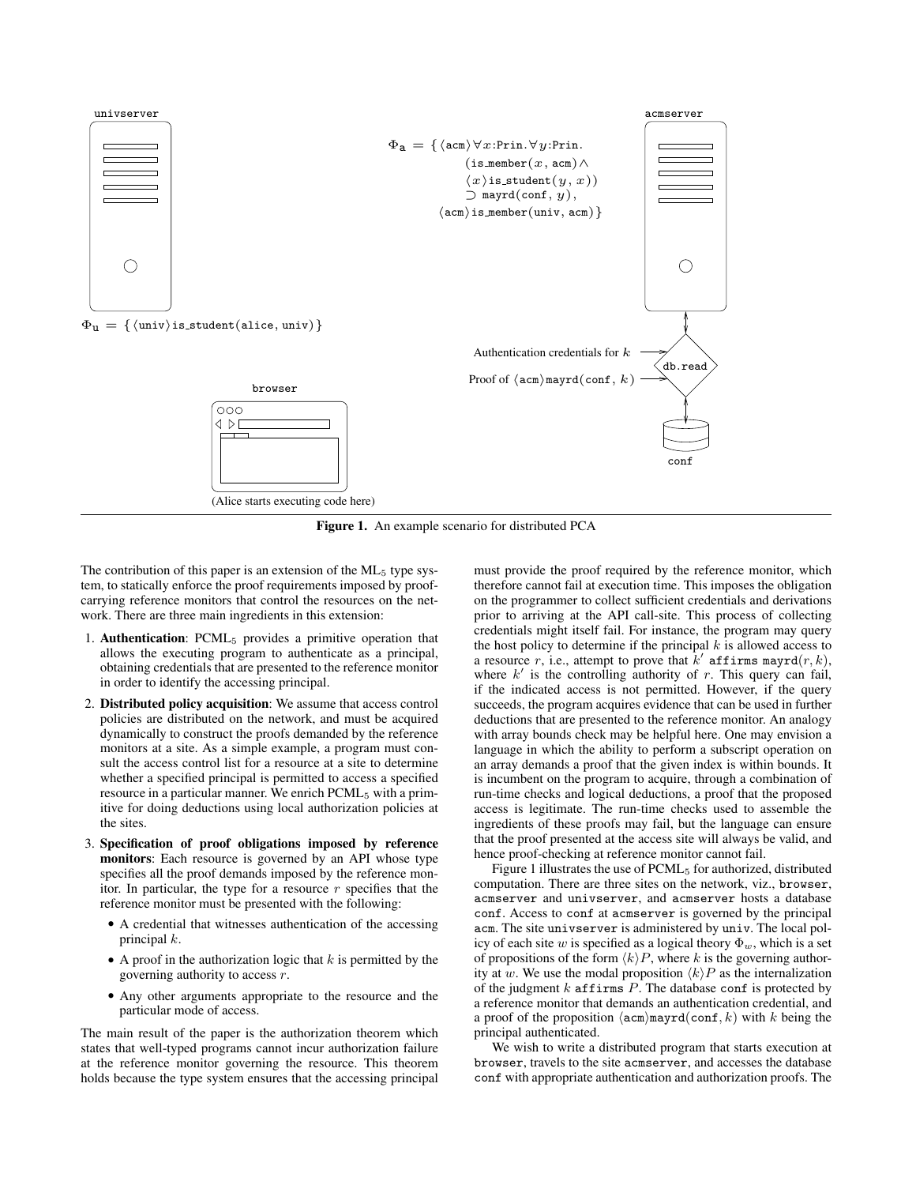univserver

acmserver

$\Phi_{\mathtt{a}} = \{ \langle \mathtt{acm} \rangle \forall x{:}\mathtt{Prin}.\forall y{:}\mathtt{Prin}.$
$(\mathtt{is\_member}(x, \mathtt{acm}) \wedge$
$\langle x \rangle \mathtt{is\_student}(y, x))$
$\supset \mathtt{mayrd}(\mathtt{conf}, y),$
$\langle \mathtt{acm} \rangle \mathtt{is\_member}(\mathtt{univ}, \mathtt{acm}) \}$

$\Phi_{\mathtt{u}} = \{ \langle \mathtt{univ} \rangle \mathtt{is\_student}(\mathtt{alice}, \mathtt{univ}) \}$

Authentication credentials for $k$

Proof of $\langle \mathtt{acm} \rangle \mathtt{mayrd}(\mathtt{conf}, k)$

db.read

conf

browser

(Alice starts executing code here)

**Figure 1.** An example scenario for distributed PCA

The contribution of this paper is an extension of the ML$_5$ type system, to statically enforce the proof requirements imposed by proof-carrying reference monitors that control the resources on the network. There are three main ingredients in this extension:

1. **Authentication**: PCML$_5$ provides a primitive operation that allows the executing program to authenticate as a principal, obtaining credentials that are presented to the reference monitor in order to identify the accessing principal.
2. **Distributed policy acquisition**: We assume that access control policies are distributed on the network, and must be acquired dynamically to construct the proofs demanded by the reference monitors at a site. As a simple example, a program must consult the access control list for a resource at a site to determine whether a specified principal is permitted to access a specified resource in a particular manner. We enrich PCML$_5$ with a primitive for doing deductions using local authorization policies at the sites.
3. **Specification of proof obligations imposed by reference monitors**: Each resource is governed by an API whose type specifies all the proof demands imposed by the reference monitor. In particular, the type for a resource $r$ specifies that the reference monitor must be presented with the following:
   - A credential that witnesses authentication of the accessing principal $k$.
   - A proof in the authorization logic that $k$ is permitted by the governing authority to access $r$.
   - Any other arguments appropriate to the resource and the particular mode of access.

The main result of the paper is the authorization theorem which states that well-typed programs cannot incur authorization failure at the reference monitor governing the resource. This theorem holds because the type system ensures that the accessing principal must provide the proof required by the reference monitor, which therefore cannot fail at execution time. This imposes the obligation on the programmer to collect sufficient credentials and derivations prior to arriving at the API call-site. This process of collecting credentials might itself fail. For instance, the program may query the host policy to determine if the principal $k$ is allowed access to a resource $r$, i.e., attempt to prove that $k'$ affirms $\mathtt{mayrd}(r, k)$, where $k'$ is the controlling authority of $r$. This query can fail, if the indicated access is not permitted. However, if the query succeeds, the program acquires evidence that can be used in further deductions that are presented to the reference monitor. An analogy with array bounds check may be helpful here. One may envision a language in which the ability to perform a subscript operation on an array demands a proof that the given index is within bounds. It is incumbent on the program to acquire, through a combination of run-time checks and logical deductions, a proof that the proposed access is legitimate. The run-time checks used to assemble the ingredients of these proofs may fail, but the language can ensure that the proof presented at the access site will always be valid, and hence proof-checking at reference monitor cannot fail.

Figure 1 illustrates the use of PCML$_5$ for authorized, distributed computation. There are three sites on the network, viz., browser, acmserver and univserver, and acmserver hosts a database conf. Access to conf at acmserver is governed by the principal acm. The site univserver is administered by univ. The local policy of each site $w$ is specified as a logical theory $\Phi_w$, which is a set of propositions of the form $\langle k \rangle P$, where $k$ is the governing authority at $w$. We use the modal proposition $\langle k \rangle P$ as the internalization of the judgment $k$ affirms $P$. The database conf is protected by a reference monitor that demands an authentication credential, and a proof of the proposition $\langle \mathtt{acm} \rangle \mathtt{mayrd}(\mathtt{conf}, k)$ with $k$ being the principal authenticated.

We wish to write a distributed program that starts execution at browser, travels to the site acmserver, and accesses the database conf with appropriate authentication and authorization proofs. The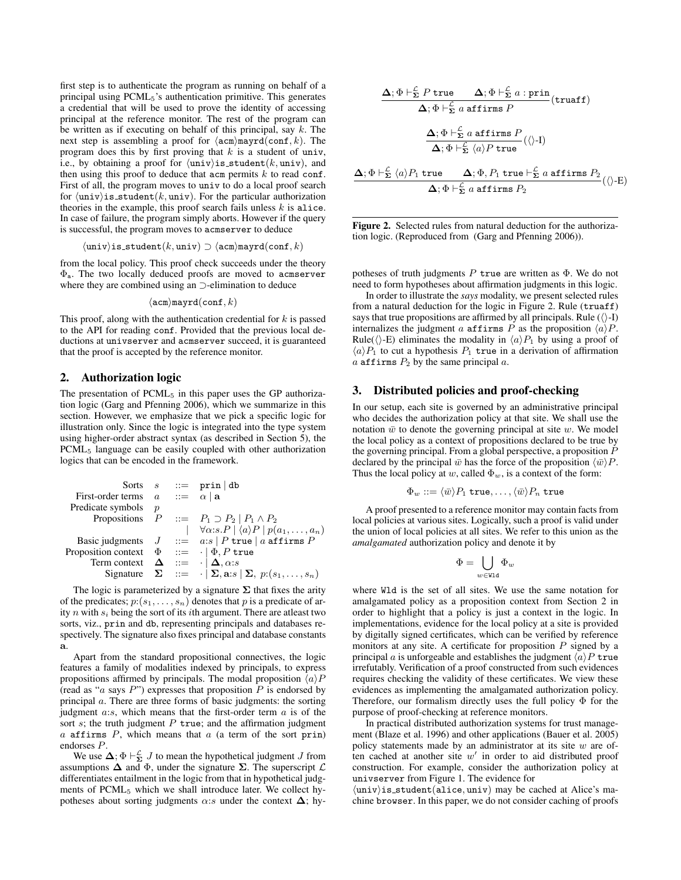first step is to authenticate the program as running on behalf of a principal using PCML$_5$'s authentication primitive. This generates a credential that will be used to prove the identity of accessing principal at the reference monitor. The rest of the program can be written as if executing on behalf of this principal, say $k$. The next step is assembling a proof for $\langle \texttt{acm} \rangle \texttt{mayrd}(\texttt{conf}, k)$. The program does this by first proving that $k$ is a student of univ, i.e., by obtaining a proof for $\langle \texttt{univ} \rangle \texttt{is\_student}(k, \texttt{univ})$, and then using this proof to deduce that acm permits $k$ to read conf. First of all, the program moves to univ to do a local proof search for $\langle \texttt{univ} \rangle \texttt{is\_student}(k, \texttt{univ})$. For the particular authorization theories in the example, this proof search fails unless $k$ is alice. In case of failure, the program simply aborts. However if the query is successful, the program moves to acmserver to deduce

$$\langle \texttt{univ} \rangle \texttt{is\_student}(k, \texttt{univ}) \supset \langle \texttt{acm} \rangle \texttt{mayrd}(\texttt{conf}, k)$$

from the local policy. This proof check succeeds under the theory $\Phi_\texttt{a}$. The two locally deduced proofs are moved to acmserver where they are combined using an $\supset$-elimination to deduce

$$\langle \texttt{acm} \rangle \texttt{mayrd}(\texttt{conf}, k)$$

This proof, along with the authentication credential for $k$ is passed to the API for reading conf. Provided that the previous local deductions at univserver and acmserver succeed, it is guaranteed that the proof is accepted by the reference monitor.

## 2. Authorization logic

The presentation of PCML$_5$ in this paper uses the GP authorization logic (Garg and Pfenning 2006), which we summarize in this section. However, we emphasize that we pick a specific logic for illustration only. Since the logic is integrated into the type system using higher-order abstract syntax (as described in Section 5), the PCML$_5$ language can be easily coupled with other authorization logics that can be encoded in the framework.

| | | | |
|---|---|---|---|
| Sorts | $s$ | $::=$ | $\texttt{prin} \mid \texttt{db}$ |
| First-order terms | $a$ | $::=$ | $\alpha \mid \mathbf{a}$ |
| Predicate symbols | $p$ | | |
| Propositions | $P$ | $::=$ | $P_1 \supset P_2 \mid P_1 \wedge P_2$ |
| | | $\mid$ | $\forall \alpha{:}s.P \mid \langle a \rangle P \mid p(a_1, \ldots, a_n)$ |
| Basic judgments | $J$ | $::=$ | $a{:}s \mid P\ \texttt{true} \mid a\ \texttt{affirms}\ P$ |
| Proposition context | $\Phi$ | $::=$ | $\cdot \mid \Phi, P\ \texttt{true}$ |
| Term context | $\mathbf{\Delta}$ | $::=$ | $\cdot \mid \mathbf{\Delta}, \alpha{:}s$ |
| Signature | $\mathbf{\Sigma}$ | $::=$ | $\cdot \mid \mathbf{\Sigma}, \mathbf{a}{:}s \mid \mathbf{\Sigma},\ p{:}(s_1, \ldots, s_n)$ |

The logic is parameterized by a signature $\mathbf{\Sigma}$ that fixes the arity of the predicates; $p{:}(s_1, \ldots, s_n)$ denotes that $p$ is a predicate of arity $n$ with $s_i$ being the sort of its $i$th argument. There are atleast two sorts, viz., prin and db, representing principals and databases respectively. The signature also fixes principal and database constants $\mathbf{a}$.

Apart from the standard propositional connectives, the logic features a family of modalities indexed by principals, to express propositions affirmed by principals. The modal proposition $\langle a \rangle P$ (read as "$a$ says $P$") expresses that proposition $P$ is endorsed by principal $a$. There are three forms of basic judgments: the sorting judgment $a{:}s$, which means that the first-order term $a$ is of the sort $s$; the truth judgment $P$ true; and the affirmation judgment $a$ affirms $P$, which means that $a$ (a term of the sort prin) endorses $P$.

We use $\mathbf{\Delta}; \Phi \vdash^{\mathcal{L}}_{\mathbf{\Sigma}} J$ to mean the hypothetical judgment $J$ from assumptions $\mathbf{\Delta}$ and $\Phi$, under the signature $\mathbf{\Sigma}$. The superscript $\mathcal{L}$ differentiates entailment in the logic from that in hypothetical judgments of PCML$_5$ which we shall introduce later. We collect hypotheses about sorting judgments $\alpha{:}s$ under the context $\mathbf{\Delta}$; hypotheses of truth judgments $P$ true are written as $\Phi$. We do not need to form hypotheses about affirmation judgments in this logic.

$$\frac{\mathbf{\Delta}; \Phi \vdash^{\mathcal{L}}_{\mathbf{\Sigma}} P\ \texttt{true} \qquad \mathbf{\Delta}; \Phi \vdash^{\mathcal{L}}_{\mathbf{\Sigma}} a : \texttt{prin}}{\mathbf{\Delta}; \Phi \vdash^{\mathcal{L}}_{\mathbf{\Sigma}} a\ \texttt{affirms}\ P}(\texttt{truaff})$$

$$\frac{\mathbf{\Delta}; \Phi \vdash^{\mathcal{L}}_{\mathbf{\Sigma}} a\ \texttt{affirms}\ P}{\mathbf{\Delta}; \Phi \vdash^{\mathcal{L}}_{\mathbf{\Sigma}} \langle a \rangle P\ \texttt{true}}(\langle\rangle\text{-I})$$

$$\frac{\mathbf{\Delta}; \Phi \vdash^{\mathcal{L}}_{\mathbf{\Sigma}} \langle a \rangle P_1\ \texttt{true} \qquad \mathbf{\Delta}; \Phi, P_1\ \texttt{true} \vdash^{\mathcal{L}}_{\mathbf{\Sigma}} a\ \texttt{affirms}\ P_2}{\mathbf{\Delta}; \Phi \vdash^{\mathcal{L}}_{\mathbf{\Sigma}} a\ \texttt{affirms}\ P_2}(\langle\rangle\text{-E})$$

**Figure 2.** Selected rules from natural deduction for the authorization logic. (Reproduced from (Garg and Pfenning 2006)).

In order to illustrate the *says* modality, we present selected rules from a natural deduction for the logic in Figure 2. Rule (truaff) says that true propositions are affirmed by all principals. Rule ($\langle\rangle$-I) internalizes the judgment $a$ affirms $P$ as the proposition $\langle a \rangle P$. Rule($\langle\rangle$-E) eliminates the modality in $\langle a \rangle P_1$ by using a proof of $\langle a \rangle P_1$ to cut a hypothesis $P_1$ true in a derivation of affirmation $a$ affirms $P_2$ by the same principal $a$.

## 3. Distributed policies and proof-checking

In our setup, each site is governed by an administrative principal who decides the authorization policy at that site. We shall use the notation $\bar{w}$ to denote the governing principal at site $w$. We model the local policy as a context of propositions declared to be true by the governing principal. From a global perspective, a proposition $P$ declared by the principal $\bar{w}$ has the force of the proposition $\langle \bar{w} \rangle P$. Thus the local policy at $w$, called $\Phi_w$, is a context of the form:

$$\Phi_w ::= \langle \bar{w} \rangle P_1\ \texttt{true}, \ldots, \langle \bar{w} \rangle P_n\ \texttt{true}$$

A proof presented to a reference monitor may contain facts from local policies at various sites. Logically, such a proof is valid under the union of local policies at all sites. We refer to this union as the *amalgamated* authorization policy and denote it by

$$\Phi = \bigcup_{w \in \texttt{Wld}} \Phi_w$$

where Wld is the set of all sites. We use the same notation for amalgamated policy as a proposition context from Section 2 in order to highlight that a policy is just a context in the logic. In implementations, evidence for the local policy at a site is provided by digitally signed certificates, which can be verified by reference monitors at any site. A certificate for proposition $P$ signed by a principal $a$ is unforgeable and establishes the judgment $\langle a \rangle P$ true irrefutably. Verification of a proof constructed from such evidences requires checking the validity of these certificates. We view these evidences as implementing the amalgamated authorization policy. Therefore, our formalism directly uses the full policy $\Phi$ for the purpose of proof-checking at reference monitors.

In practical distributed authorization systems for trust management (Blaze et al. 1996) and other applications (Bauer et al. 2005) policy statements made by an administrator at its site $w$ are often cached at another site $w'$ in order to aid distributed proof construction. For example, consider the authorization policy at univserver from Figure 1. The evidence for $\langle \texttt{univ} \rangle \texttt{is\_student}(\texttt{alice}, \texttt{univ})$ may be cached at Alice's machine browser. In this paper, we do not consider caching of proofs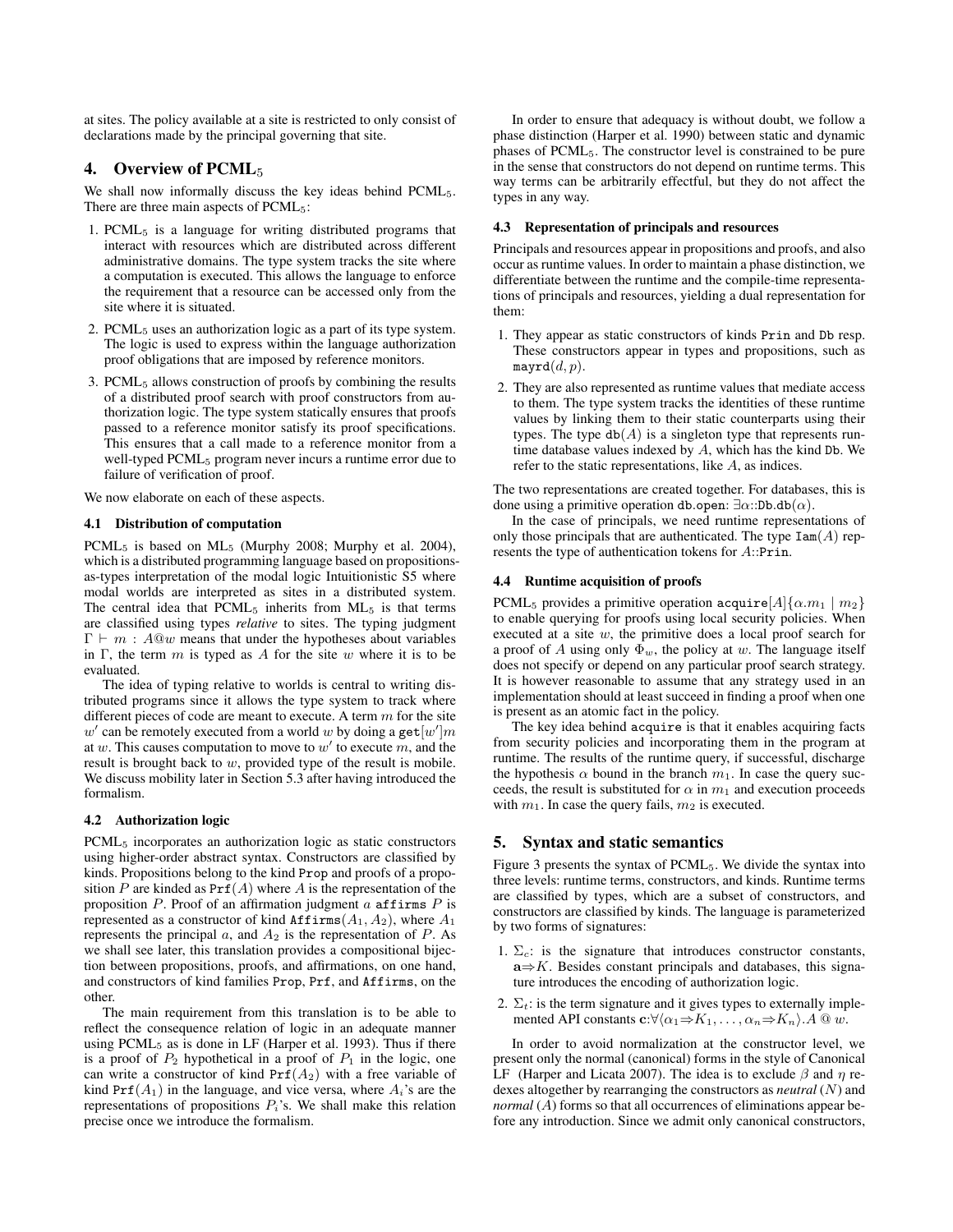at sites. The policy available at a site is restricted to only consist of declarations made by the principal governing that site.

## 4. Overview of PCML$_5$

We shall now informally discuss the key ideas behind PCML$_5$. There are three main aspects of PCML$_5$:

1. PCML$_5$ is a language for writing distributed programs that interact with resources which are distributed across different administrative domains. The type system tracks the site where a computation is executed. This allows the language to enforce the requirement that a resource can be accessed only from the site where it is situated.
2. PCML$_5$ uses an authorization logic as a part of its type system. The logic is used to express within the language authorization proof obligations that are imposed by reference monitors.
3. PCML$_5$ allows construction of proofs by combining the results of a distributed proof search with proof constructors from authorization logic. The type system statically ensures that proofs passed to a reference monitor satisfy its proof specifications. This ensures that a call made to a reference monitor from a well-typed PCML$_5$ program never incurs a runtime error due to failure of verification of proof.

We now elaborate on each of these aspects.

### 4.1 Distribution of computation

PCML$_5$ is based on ML$_5$ (Murphy 2008; Murphy et al. 2004), which is a distributed programming language based on propositions-as-types interpretation of the modal logic Intuitionistic S5 where modal worlds are interpreted as sites in a distributed system. The central idea that PCML$_5$ inherits from ML$_5$ is that terms are classified using types *relative* to sites. The typing judgment $\Gamma \vdash m : A@w$ means that under the hypotheses about variables in $\Gamma$, the term $m$ is typed as $A$ for the site $w$ where it is to be evaluated.

The idea of typing relative to worlds is central to writing distributed programs since it allows the type system to track where different pieces of code are meant to execute. A term $m$ for the site $w'$ can be remotely executed from a world $w$ by doing a $\texttt{get}[w']m$ at $w$. This causes computation to move to $w'$ to execute $m$, and the result is brought back to $w$, provided type of the result is mobile. We discuss mobility later in Section 5.3 after having introduced the formalism.

### 4.2 Authorization logic

PCML$_5$ incorporates an authorization logic as static constructors using higher-order abstract syntax. Constructors are classified by kinds. Propositions belong to the kind Prop and proofs of a proposition $P$ are kinded as $\texttt{Prf}(A)$ where $A$ is the representation of the proposition $P$. Proof of an affirmation judgment $a$ affirms $P$ is represented as a constructor of kind $\texttt{Affirms}(A_1, A_2)$, where $A_1$ represents the principal $a$, and $A_2$ is the representation of $P$. As we shall see later, this translation provides a compositional bijection between propositions, proofs, and affirmations, on one hand, and constructors of kind families Prop, Prf, and Affirms, on the other.

The main requirement from this translation is to be able to reflect the consequence relation of logic in an adequate manner using PCML$_5$ as is done in LF (Harper et al. 1993). Thus if there is a proof of $P_2$ hypothetical in a proof of $P_1$ in the logic, one can write a constructor of kind $\texttt{Prf}(A_2)$ with a free variable of kind $\texttt{Prf}(A_1)$ in the language, and vice versa, where $A_i$'s are the representations of propositions $P_i$'s. We shall make this relation precise once we introduce the formalism.

In order to ensure that adequacy is without doubt, we follow a phase distinction (Harper et al. 1990) between static and dynamic phases of PCML$_5$. The constructor level is constrained to be pure in the sense that constructors do not depend on runtime terms. This way terms can be arbitrarily effectful, but they do not affect the types in any way.

### 4.3 Representation of principals and resources

Principals and resources appear in propositions and proofs, and also occur as runtime values. In order to maintain a phase distinction, we differentiate between the runtime and the compile-time representations of principals and resources, yielding a dual representation for them:

1. They appear as static constructors of kinds Prin and Db resp. These constructors appear in types and propositions, such as $\texttt{mayrd}(d, p)$.
2. They are also represented as runtime values that mediate access to them. The type system tracks the identities of these runtime values by linking them to their static counterparts using their types. The type $\texttt{db}(A)$ is a singleton type that represents runtime database values indexed by $A$, which has the kind Db. We refer to the static representations, like $A$, as indices.

The two representations are created together. For databases, this is done using a primitive operation db.open: $\exists\alpha{::}\texttt{Db}.\texttt{db}(\alpha)$.

In the case of principals, we need runtime representations of only those principals that are authenticated. The type $\texttt{Iam}(A)$ represents the type of authentication tokens for $A{::}\texttt{Prin}$.

### 4.4 Runtime acquisition of proofs

PCML$_5$ provides a primitive operation $\texttt{acquire}[A]\{\alpha.m_1 \mid m_2\}$ to enable querying for proofs using local security policies. When executed at a site $w$, the primitive does a local proof search for a proof of $A$ using only $\Phi_w$, the policy at $w$. The language itself does not specify or depend on any particular proof search strategy. It is however reasonable to assume that any strategy used in an implementation should at least succeed in finding a proof when one is present as an atomic fact in the policy.

The key idea behind acquire is that it enables acquiring facts from security policies and incorporating them in the program at runtime. The results of the runtime query, if successful, discharge the hypothesis $\alpha$ bound in the branch $m_1$. In case the query succeeds, the result is substituted for $\alpha$ in $m_1$ and execution proceeds with $m_1$. In case the query fails, $m_2$ is executed.

## 5. Syntax and static semantics

Figure 3 presents the syntax of PCML$_5$. We divide the syntax into three levels: runtime terms, constructors, and kinds. Runtime terms are classified by types, which are a subset of constructors, and constructors are classified by kinds. The language is parameterized by two forms of signatures:

1. $\Sigma_c$: is the signature that introduces constructor constants, $\mathbf{a}{\Rightarrow}K$. Besides constant principals and databases, this signature introduces the encoding of authorization logic.
2. $\Sigma_t$: is the term signature and it gives types to externally implemented API constants $\mathbf{c}{:}\forall\langle\alpha_1{\Rightarrow}K_1, \ldots, \alpha_n{\Rightarrow}K_n\rangle.A\ @\ w$.

In order to avoid normalization at the constructor level, we present only the normal (canonical) forms in the style of Canonical LF (Harper and Licata 2007). The idea is to exclude $\beta$ and $\eta$ redexes altogether by rearranging the constructors as *neutral* ($N$) and *normal* ($A$) forms so that all occurrences of eliminations appear before any introduction. Since we admit only canonical constructors,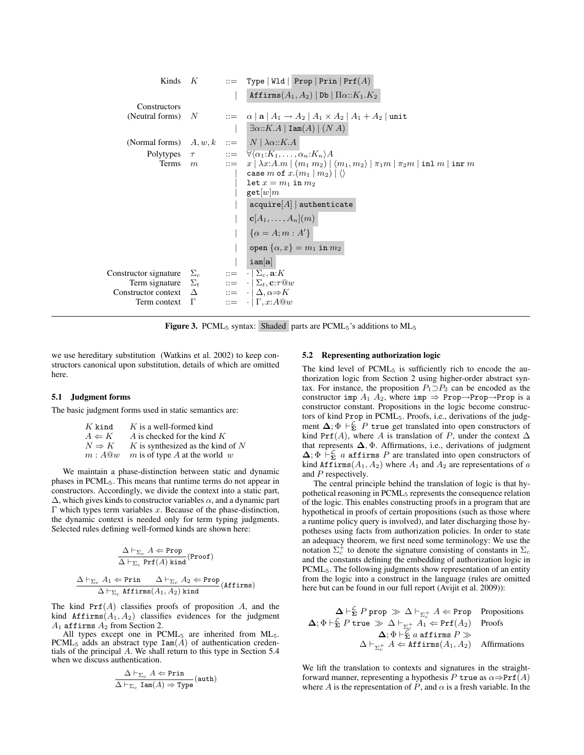$$
\begin{array}{llcl}
\text{Kinds} & K & ::= & \texttt{Type} \mid \texttt{Wld} \mid \texttt{Prop} \mid \texttt{Prin} \mid \texttt{Prf}(A) \\
 & & \mid & \texttt{Affirms}(A_1, A_2) \mid \texttt{Db} \mid \Pi\alpha{::}K_1.K_2 \\
\text{Constructors} & & & \\
\text{(Neutral forms)} & N & ::= & \alpha \mid \mathbf{a} \mid A_1 \rightarrow A_2 \mid A_1 \times A_2 \mid A_1 + A_2 \mid \texttt{unit} \\
 & & \mid & \exists\alpha{::}K.A \mid \texttt{Iam}(A) \mid (N\ A) \\
\text{(Normal forms)} & A, w, k & ::= & N \mid \lambda\alpha{::}K.A \\
\text{Polytypes} & \tau & ::= & \forall\langle\alpha_1{:}K_1, \ldots, \alpha_n{:}K_n\rangle A \\
\text{Terms} & m & ::= & x \mid \lambda x{:}A.m \mid (m_1\ m_2) \mid \langle m_1, m_2\rangle \mid \pi_1 m \mid \pi_2 m \mid \texttt{inl}\ m \mid \texttt{inr}\ m \\
 & & \mid & \texttt{case}\ m\ \texttt{of}\ x.(m_1 \mid m_2) \mid \langle\rangle \\
 & & \mid & \texttt{let}\ x = m_1\ \texttt{in}\ m_2 \\
 & & \mid & \texttt{get}[w]m \\
 & & \mid & \texttt{acquire}[A] \mid \texttt{authenticate} \\
 & & \mid & \mathbf{c}[A_1, \ldots, A_n](m) \\
 & & \mid & \{\alpha = A; m : A'\} \\
 & & \mid & \texttt{open}\ \{\alpha, x\} = m_1\ \texttt{in}\ m_2 \\
 & & \mid & \texttt{iam}[\mathbf{a}] \\
\text{Constructor signature} & \Sigma_c & ::= & \cdot \mid \Sigma_c, \mathbf{a}{:}K \\
\text{Term signature} & \Sigma_t & ::= & \cdot \mid \Sigma_t, \mathbf{c}{:}\tau@w \\
\text{Constructor context} & \Delta & ::= & \cdot \mid \Delta, \alpha{\Rightarrow}K \\
\text{Term context} & \Gamma & ::= & \cdot \mid \Gamma, x{:}A@w
\end{array}
$$

**Figure 3.** PCML$_5$ syntax: Shaded parts are PCML$_5$'s additions to ML$_5$

we use hereditary substitution (Watkins et al. 2002) to keep constructors canonical upon substitution, details of which are omitted here.

### 5.1 Judgment forms

The basic judgment forms used in static semantics are:

| | |
|---|---|
| $K$ kind | $K$ is a well-formed kind |
| $A \Leftarrow K$ | $A$ is checked for the kind $K$ |
| $N \Rightarrow K$ | $K$ is synthesized as the kind of $N$ |
| $m : A@w$ | $m$ is of type $A$ at the world $w$ |

We maintain a phase-distinction between static and dynamic phases in PCML$_5$. This means that runtime terms do not appear in constructors. Accordingly, we divide the context into a static part, $\Delta$, which gives kinds to constructor variables $\alpha$, and a dynamic part $\Gamma$ which types term variables $x$. Because of the phase-distinction, the dynamic context is needed only for term typing judgments. Selected rules defining well-formed kinds are shown here:

$$
\frac{\Delta \vdash_{\Sigma_c} A \Leftarrow \texttt{Prop}}{\Delta \vdash_{\Sigma_c} \texttt{Prf}(A)\ \texttt{kind}}(\texttt{Proof})
$$

$$
\frac{\Delta \vdash_{\Sigma_c} A_1 \Leftarrow \texttt{Prin} \qquad \Delta \vdash_{\Sigma_c} A_2 \Leftarrow \texttt{Prop}}{\Delta \vdash_{\Sigma_c} \texttt{Affirms}(A_1, A_2)\ \texttt{kind}}(\texttt{Affirms})
$$

The kind $\texttt{Prf}(A)$ classifies proofs of proposition $A$, and the kind $\texttt{Affirms}(A_1, A_2)$ classifies evidences for the judgment $A_1$ affirms $A_2$ from Section 2.

All types except one in PCML$_5$ are inherited from ML$_5$. PCML$_5$ adds an abstract type $\texttt{Iam}(A)$ of authentication credentials of the principal $A$. We shall return to this type in Section 5.4 when we discuss authentication.

$$
\frac{\Delta \vdash_{\Sigma_c} A \Leftarrow \texttt{Prin}}{\Delta \vdash_{\Sigma_c} \texttt{Iam}(A) \Rightarrow \texttt{Type}}(\texttt{auth})
$$

### 5.2 Representing authorization logic

The kind level of PCML$_5$ is sufficiently rich to encode the authorization logic from Section 2 using higher-order abstract syntax. For instance, the proposition $P_1 \supset P_2$ can be encoded as the constructor $\texttt{imp}\ A_1\ A_2$, where $\texttt{imp} \Rightarrow \texttt{Prop}{\rightarrow}\texttt{Prop}{\rightarrow}\texttt{Prop}$ is a constructor constant. Propositions in the logic become constructors of kind Prop in PCML$_5$. Proofs, i.e., derivations of the judgment $\mathbf{\Delta}; \Phi \vdash^{\mathcal{L}}_{\mathbf{\Sigma}} P$ true get translated into open constructors of kind $\texttt{Prf}(A)$, where $A$ is translation of $P$, under the context $\Delta$ that represents $\mathbf{\Delta}, \Phi$. Affirmations, i.e., derivations of judgment $\mathbf{\Delta}; \Phi \vdash^{\mathcal{L}}_{\mathbf{\Sigma}} a$ affirms $P$ are translated into open constructors of kind $\texttt{Affirms}(A_1, A_2)$ where $A_1$ and $A_2$ are representations of $a$ and $P$ respectively.

The central principle behind the translation of logic is that hypothetical reasoning in PCML$_5$ represents the consequence relation of the logic. This enables constructing proofs in a program that are hypothetical in proofs of certain propositions (such as those where a runtime policy query is involved), and later discharging those hypotheses using facts from authorization policies. In order to state an adequacy theorem, we first need some terminology: We use the notation $\Sigma_c^+$ to denote the signature consisting of constants in $\Sigma_c$ and the constants defining the embedding of authorization logic in PCML$_5$. The following judgments show representation of an entity from the logic into a construct in the language (rules are omitted here but can be found in our full report (Avijit et al. 2009)):

$$
\begin{array}{rl}
\mathbf{\Delta} \vdash^{\mathcal{L}}_{\mathbf{\Sigma}} P\ \texttt{prop} \gg \Delta \vdash_{\Sigma_c^+} A \Leftarrow \texttt{Prop} & \text{Propositions} \\
\mathbf{\Delta}; \Phi \vdash^{\mathcal{L}}_{\mathbf{\Sigma}} P\ \texttt{true} \gg \Delta \vdash_{\Sigma_c^+} A_1 \Leftarrow \texttt{Prf}(A_2) & \text{Proofs} \\
\mathbf{\Delta}; \Phi \vdash^{\mathcal{L}}_{\mathbf{\Sigma}} a\ \texttt{affirms}\ P \gg & \\
\Delta \vdash_{\Sigma_c^+} A \Leftarrow \texttt{Affirms}(A_1, A_2) & \text{Affirmations}
\end{array}
$$

We lift the translation to contexts and signatures in the straightforward manner, representing a hypothesis $P$ true as $\alpha{\Rightarrow}\texttt{Prf}(A)$ where $A$ is the representation of $P$, and $\alpha$ is a fresh variable. In the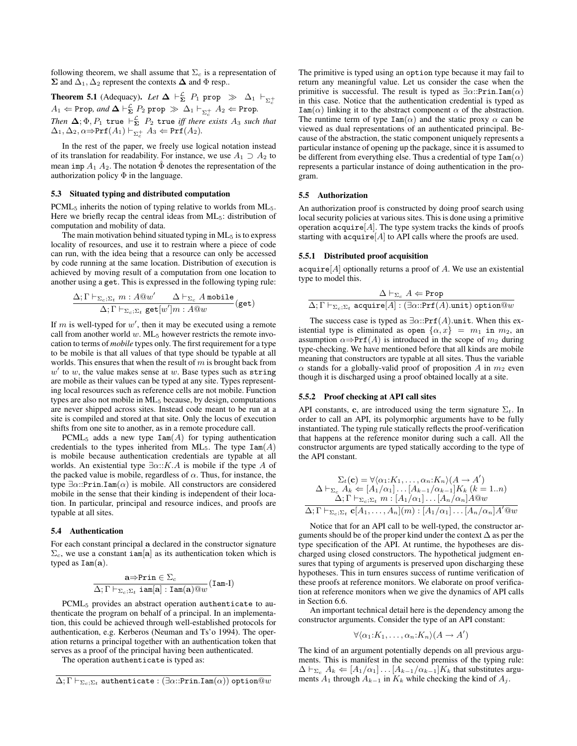following theorem, we shall assume that $\Sigma_c$ is a representation of $\mathbf{\Sigma}$ and $\Delta_1, \Delta_2$ represent the contexts $\mathbf{\Delta}$ and $\Phi$ resp..

**Theorem 5.1** (Adequacy). *Let $\mathbf{\Delta} \vdash^{\mathcal{L}}_{\mathbf{\Sigma}} P_1$ prop $\gg$ $\Delta_1 \vdash_{\Sigma_c^+} A_1 \Leftarrow \texttt{Prop}$, and $\mathbf{\Delta} \vdash^{\mathcal{L}}_{\mathbf{\Sigma}} P_2$ prop $\gg$ $\Delta_1 \vdash_{\Sigma_c^+} A_2 \Leftarrow \texttt{Prop}$. Then $\mathbf{\Delta}; \Phi, P_1$ true $\vdash^{\mathcal{L}}_{\mathbf{\Sigma}} P_2$ true iff there exists $A_3$ such that $\Delta_1, \Delta_2, \alpha \Rightarrow \texttt{Prf}(A_1) \vdash_{\Sigma_c^+} A_3 \Leftarrow \texttt{Prf}(A_2)$.*

In the rest of the paper, we freely use logical notation instead of its translation for readability. For instance, we use $A_1 \supset A_2$ to mean imp $A_1$ $A_2$. The notation $\hat{\Phi}$ denotes the representation of the authorization policy $\Phi$ in the language.

### 5.3 Situated typing and distributed computation

PCML$_5$ inherits the notion of typing relative to worlds from ML$_5$. Here we briefly recap the central ideas from ML$_5$: distribution of computation and mobility of data.

The main motivation behind situated typing in ML$_5$ is to express locality of resources, and use it to restrain where a piece of code can run, with the idea being that a resource can only be accessed by code running at the same location. Distribution of execution is achieved by moving result of a computation from one location to another using a get. This is expressed in the following typing rule:

$$\frac{\Delta; \Gamma \vdash_{\Sigma_c;\Sigma_t} m : A@w' \qquad \Delta \vdash_{\Sigma_c} A \texttt{ mobile}}{\Delta; \Gamma \vdash_{\Sigma_c;\Sigma_t} \texttt{get}[w']m : A@w}(\texttt{get})$$

If $m$ is well-typed for $w'$, then it may be executed using a remote call from another world $w$. ML$_5$ however restricts the remote invocation to terms of *mobile* types only. The first requirement for a type to be mobile is that all values of that type should be typable at all worlds. This ensures that when the result of $m$ is brought back from $w'$ to $w$, the value makes sense at $w$. Base types such as string are mobile as their values can be typed at any site. Types representing local resources such as reference cells are not mobile. Function types are also not mobile in ML$_5$ because, by design, computations are never shipped across sites. Instead code meant to be run at a site is compiled and stored at that site. Only the locus of execution shifts from one site to another, as in a remote procedure call.

PCML$_5$ adds a new type $\texttt{Iam}(A)$ for typing authentication credentials to the types inherited from ML$_5$. The type $\texttt{Iam}(A)$ is mobile because authentication credentials are typable at all worlds. An existential type $\exists\alpha{::}K.A$ is mobile if the type $A$ of the packed value is mobile, regardless of $\alpha$. Thus, for instance, the type $\exists\alpha{::}\texttt{Prin}.\texttt{Iam}(\alpha)$ is mobile. All constructors are considered mobile in the sense that their kinding is independent of their location. In particular, principal and resource indices, and proofs are typable at all sites.

### 5.4 Authentication

For each constant principal $\mathbf{a}$ declared in the constructor signature $\Sigma_c$, we use a constant $\texttt{iam}[\mathbf{a}]$ as its authentication token which is typed as $\texttt{Iam}(\mathbf{a})$.

$$\frac{\mathbf{a} \Rightarrow \texttt{Prin} \in \Sigma_c}{\Delta; \Gamma \vdash_{\Sigma_c;\Sigma_t} \texttt{iam}[\mathbf{a}] : \texttt{Iam}(\mathbf{a})@w}(\texttt{Iam-I})$$

PCML$_5$ provides an abstract operation authenticate to authenticate the program on behalf of a principal. In an implementation, this could be achieved through well-established protocols for authentication, e.g. Kerberos (Neuman and Ts'o 1994). The operation returns a principal together with an authentication token that serves as a proof of the principal having been authenticated.

The operation authenticate is typed as:

$$\overline{\Delta; \Gamma \vdash_{\Sigma_c;\Sigma_t} \texttt{authenticate} : (\exists\alpha{::}\texttt{Prin}.\texttt{Iam}(\alpha)) \texttt{ option}@w}$$

The primitive is typed using an option type because it may fail to return any meaningful value. Let us consider the case when the primitive is successful. The result is typed as $\exists\alpha{::}\texttt{Prin}.\texttt{Iam}(\alpha)$ in this case. Notice that the authentication credential is typed as $\texttt{Iam}(\alpha)$ linking it to the abstract component $\alpha$ of the abstraction. The runtime term of type $\texttt{Iam}(\alpha)$ and the static proxy $\alpha$ can be viewed as dual representations of an authenticated principal. Because of the abstraction, the static component uniquely represents a particular instance of opening up the package, since it is assumed to be different from everything else. Thus a credential of type $\texttt{Iam}(\alpha)$ represents a particular instance of doing authentication in the program.

### 5.5 Authorization

An authorization proof is constructed by doing proof search using local security policies at various sites. This is done using a primitive operation $\texttt{acquire}[A]$. The type system tracks the kinds of proofs starting with $\texttt{acquire}[A]$ to API calls where the proofs are used.

#### 5.5.1 Distributed proof acquisition

$\texttt{acquire}[A]$ optionally returns a proof of $A$. We use an existential type to model this.

$$\frac{\Delta \vdash_{\Sigma_c} A \Leftarrow \texttt{Prop}}{\Delta; \Gamma \vdash_{\Sigma_c;\Sigma_t} \texttt{acquire}[A] : (\exists\alpha{::}\texttt{Prf}(A).\texttt{unit}) \texttt{ option}@w}$$

The success case is typed as $\exists\alpha{::}\texttt{Prf}(A).\texttt{unit}$. When this existential type is eliminated as open $\{\alpha, x\} = m_1$ in $m_2$, an assumption $\alpha \Rightarrow \texttt{Prf}(A)$ is introduced in the scope of $m_2$ during type-checking. We have mentioned before that all kinds are mobile meaning that constructors are typable at all sites. Thus the variable $\alpha$ stands for a globally-valid proof of proposition $A$ in $m_2$ even though it is discharged using a proof obtained locally at a site.

#### 5.5.2 Proof checking at API call sites

API constants, $\mathbf{c}$, are introduced using the term signature $\Sigma_t$. In order to call an API, its polymorphic arguments have to be fully instantiated. The typing rule statically reflects the proof-verification that happens at the reference monitor during such a call. All the constructor arguments are typed statically according to the type of the API constant.

$$\frac{\begin{array}{c}\Sigma_t(\mathbf{c}) = \forall\langle\alpha_1{:}K_1, \ldots, \alpha_n{:}K_n\rangle(A \rightarrow A') \\ \Delta \vdash_{\Sigma_c} A_k \Leftarrow [A_1/\alpha_1]\ldots[A_{k-1}/\alpha_{k-1}]K_k \ (k = 1..n) \\ \Delta; \Gamma \vdash_{\Sigma_c;\Sigma_t} m : [A_1/\alpha_1]\ldots[A_n/\alpha_n]A@w\end{array}}{\Delta; \Gamma \vdash_{\Sigma_c;\Sigma_t} \mathbf{c}[A_1, \ldots, A_n](m) : [A_1/\alpha_1]\ldots[A_n/\alpha_n]A'@w}$$

Notice that for an API call to be well-typed, the constructor arguments should be of the proper kind under the context $\Delta$ as per the type specification of the API. At runtime, the hypotheses are discharged using closed constructors. The hypothetical judgment ensures that typing of arguments is preserved upon discharging these hypotheses. This in turn ensures success of runtime verification of these proofs at reference monitors. We elaborate on proof verification at reference monitors when we give the dynamics of API calls in Section 6.6.

An important technical detail here is the dependency among the constructor arguments. Consider the type of an API constant:

$$\forall\langle\alpha_1{:}K_1, \ldots, \alpha_n{:}K_n\rangle(A \rightarrow A')$$

The kind of an argument potentially depends on all previous arguments. This is manifest in the second premiss of the typing rule: $\Delta \vdash_{\Sigma_c} A_k \Leftarrow [A_1/\alpha_1]\ldots[A_{k-1}/\alpha_{k-1}]K_k$ that substitutes arguments $A_1$ through $A_{k-1}$ in $K_k$ while checking the kind of $A_j$.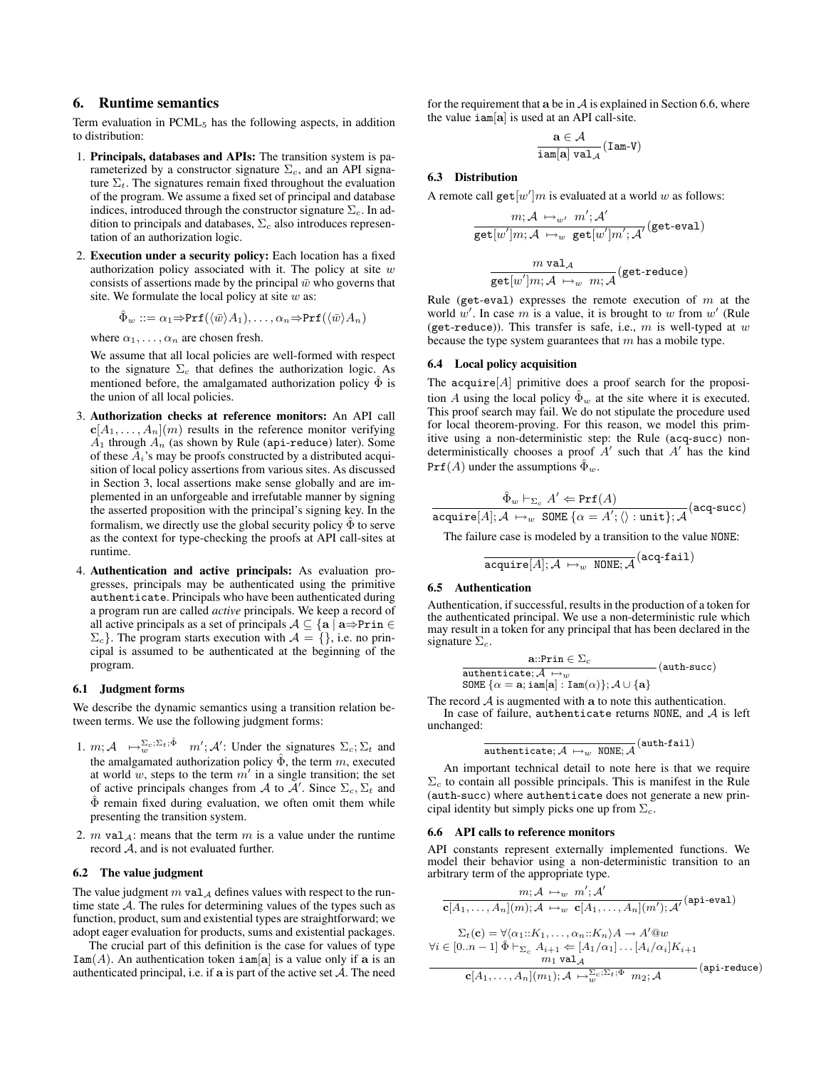## 6. Runtime semantics

Term evaluation in $\text{PCML}_5$ has the following aspects, in addition to distribution:

1. **Principals, databases and APIs:** The transition system is parameterized by a constructor signature $\Sigma_c$, and an API signature $\Sigma_t$. The signatures remain fixed throughout the evaluation of the program. We assume a fixed set of principal and database indices, introduced through the constructor signature $\Sigma_c$. In addition to principals and databases, $\Sigma_c$ also introduces representation of an authorization logic.

2. **Execution under a security policy:** Each location has a fixed authorization policy associated with it. The policy at site $w$ consists of assertions made by the principal $\bar{w}$ who governs that site. We formulate the local policy at site $w$ as:

   $$\hat{\Phi}_w ::= \alpha_1 \Rightarrow \texttt{Prf}(\langle \bar{w} \rangle A_1), \ldots, \alpha_n \Rightarrow \texttt{Prf}(\langle \bar{w} \rangle A_n)$$

   where $\alpha_1, \ldots, \alpha_n$ are chosen fresh.

   We assume that all local policies are well-formed with respect to the signature $\Sigma_c$ that defines the authorization logic. As mentioned before, the amalgamated authorization policy $\hat{\Phi}$ is the union of all local policies.

3. **Authorization checks at reference monitors:** An API call $\mathbf{c}[A_1, \ldots, A_n](m)$ results in the reference monitor verifying $A_1$ through $A_n$ (as shown by Rule (api-reduce) later). Some of these $A_i$'s may be proofs constructed by a distributed acquisition of local policy assertions from various sites. As discussed in Section 3, local assertions make sense globally and are implemented in an unforgeable and irrefutable manner by signing the asserted proposition with the principal's signing key. In the formalism, we directly use the global security policy $\hat{\Phi}$ to serve as the context for type-checking the proofs at API call-sites at runtime.

4. **Authentication and active principals:** As evaluation progresses, principals may be authenticated using the primitive `authenticate`. Principals who have been authenticated during a program run are called *active* principals. We keep a record of all active principals as a set of principals $\mathcal{A} \subseteq \{\mathbf{a} \mid \mathbf{a} \Rightarrow \texttt{Prin} \in \Sigma_c\}$. The program starts execution with $\mathcal{A} = \{\}$, i.e. no principal is assumed to be authenticated at the beginning of the program.

### 6.1 Judgment forms

We describe the dynamic semantics using a transition relation between terms. We use the following judgment forms:

1. $m; \mathcal{A} \ \mapsto_w^{\Sigma_c;\Sigma_t;\hat{\Phi}} \ m'; \mathcal{A}'$: Under the signatures $\Sigma_c; \Sigma_t$ and the amalgamated authorization policy $\hat{\Phi}$, the term $m$, executed at world $w$, steps to the term $m'$ in a single transition; the set of active principals changes from $\mathcal{A}$ to $\mathcal{A}'$. Since $\Sigma_c, \Sigma_t$ and $\hat{\Phi}$ remain fixed during evaluation, we often omit them while presenting the transition system.

2. $m \ \texttt{val}_{\mathcal{A}}$: means that the term $m$ is a value under the runtime record $\mathcal{A}$, and is not evaluated further.

### 6.2 The value judgment

The value judgment $m \ \texttt{val}_{\mathcal{A}}$ defines values with respect to the runtime state $\mathcal{A}$. The rules for determining values of the types such as function, product, sum and existential types are straightforward; we adopt eager evaluation for products, sums and existential packages.

The crucial part of this definition is the case for values of type $\texttt{Iam}(A)$. An authentication token $\texttt{iam}[\mathbf{a}]$ is a value only if $\mathbf{a}$ is an authenticated principal, i.e. if $\mathbf{a}$ is part of the active set $\mathcal{A}$. The need for the requirement that $\mathbf{a}$ be in $\mathcal{A}$ is explained in Section 6.6, where the value $\texttt{iam}[\mathbf{a}]$ is used at an API call-site.

$$\frac{\mathbf{a} \in \mathcal{A}}{\texttt{iam}[\mathbf{a}] \ \texttt{val}_{\mathcal{A}}} (\texttt{Iam-V})$$

### 6.3 Distribution

A remote call $\texttt{get}[w']m$ is evaluated at a world $w$ as follows:

$$\frac{m; \mathcal{A} \ \mapsto_{w'} \ m'; \mathcal{A}'}{\texttt{get}[w']m; \mathcal{A} \ \mapsto_w \ \texttt{get}[w']m'; \mathcal{A}'} (\texttt{get-eval})$$

$$\frac{m \ \texttt{val}_{\mathcal{A}}}{\texttt{get}[w']m; \mathcal{A} \ \mapsto_w \ m; \mathcal{A}} (\texttt{get-reduce})$$

Rule (get-eval) expresses the remote execution of $m$ at the world $w'$. In case $m$ is a value, it is brought to $w$ from $w'$ (Rule (get-reduce)). This transfer is safe, i.e., $m$ is well-typed at $w$ because the type system guarantees that $m$ has a mobile type.

### 6.4 Local policy acquisition

The $\texttt{acquire}[A]$ primitive does a proof search for the proposition $A$ using the local policy $\hat{\Phi}_w$ at the site where it is executed. This proof search may fail. We do not stipulate the procedure used for local theorem-proving. For this reason, we model this primitive using a non-deterministic step: the Rule (acq-succ) non-deterministically chooses a proof $A'$ such that $A'$ has the kind $\texttt{Prf}(A)$ under the assumptions $\hat{\Phi}_w$.

$$\frac{\hat{\Phi}_w \vdash_{\Sigma_c} A' \Leftarrow \texttt{Prf}(A)}{\texttt{acquire}[A]; \mathcal{A} \ \mapsto_w \ \texttt{SOME}\,\{\alpha = A'; \langle\rangle : \texttt{unit}\}; \mathcal{A}} (\texttt{acq-succ})$$

The failure case is modeled by a transition to the value `NONE`:

$$\frac{}{\texttt{acquire}[A]; \mathcal{A} \ \mapsto_w \ \texttt{NONE}; \mathcal{A}} (\texttt{acq-fail})$$

### 6.5 Authentication

Authentication, if successful, results in the production of a token for the authenticated principal. We use a non-deterministic rule which may result in a token for any principal that has been declared in the signature $\Sigma_c$.

$$\frac{\mathbf{a}{::}\texttt{Prin} \in \Sigma_c}{\texttt{authenticate}; \mathcal{A} \ \mapsto_w \ \texttt{SOME}\,\{\alpha = \mathbf{a}; \texttt{iam}[\mathbf{a}] : \texttt{Iam}(\alpha)\}; \mathcal{A} \cup \{\mathbf{a}\}} (\texttt{auth-succ})$$

The record $\mathcal{A}$ is augmented with $\mathbf{a}$ to note this authentication.

In case of failure, `authenticate` returns `NONE`, and $\mathcal{A}$ is left unchanged:

$$\frac{}{\texttt{authenticate}; \mathcal{A} \ \mapsto_w \ \texttt{NONE}; \mathcal{A}} (\texttt{auth-fail})$$

An important technical detail to note here is that we require $\Sigma_c$ to contain all possible principals. This is manifest in the Rule (auth-succ) where `authenticate` does not generate a new principal identity but simply picks one up from $\Sigma_c$.

### 6.6 API calls to reference monitors

API constants represent externally implemented functions. We model their behavior using a non-deterministic transition to an arbitrary term of the appropriate type.

$$\frac{m; \mathcal{A} \ \mapsto_w \ m'; \mathcal{A}'}{\mathbf{c}[A_1, \ldots, A_n](m); \mathcal{A} \ \mapsto_w \ \mathbf{c}[A_1, \ldots, A_n](m'); \mathcal{A}'} (\texttt{api-eval})$$

$$\frac{\begin{array}{c}\Sigma_t(\mathbf{c}) = \forall \langle \alpha_1{::}K_1, \ldots, \alpha_n{::}K_n \rangle A \rightarrow A' @ w \\ \forall i \in [0..n-1] \ \hat{\Phi} \vdash_{\Sigma_c} A_{i+1} \Leftarrow [A_1/\alpha_1] \ldots [A_i/\alpha_i] K_{i+1} \\ m_1 \ \texttt{val}_{\mathcal{A}}\end{array}}{\mathbf{c}[A_1, \ldots, A_n](m_1); \mathcal{A} \ \mapsto_w^{\Sigma_c;\Sigma_t;\Phi} \ m_2; \mathcal{A}} (\texttt{api-reduce})$$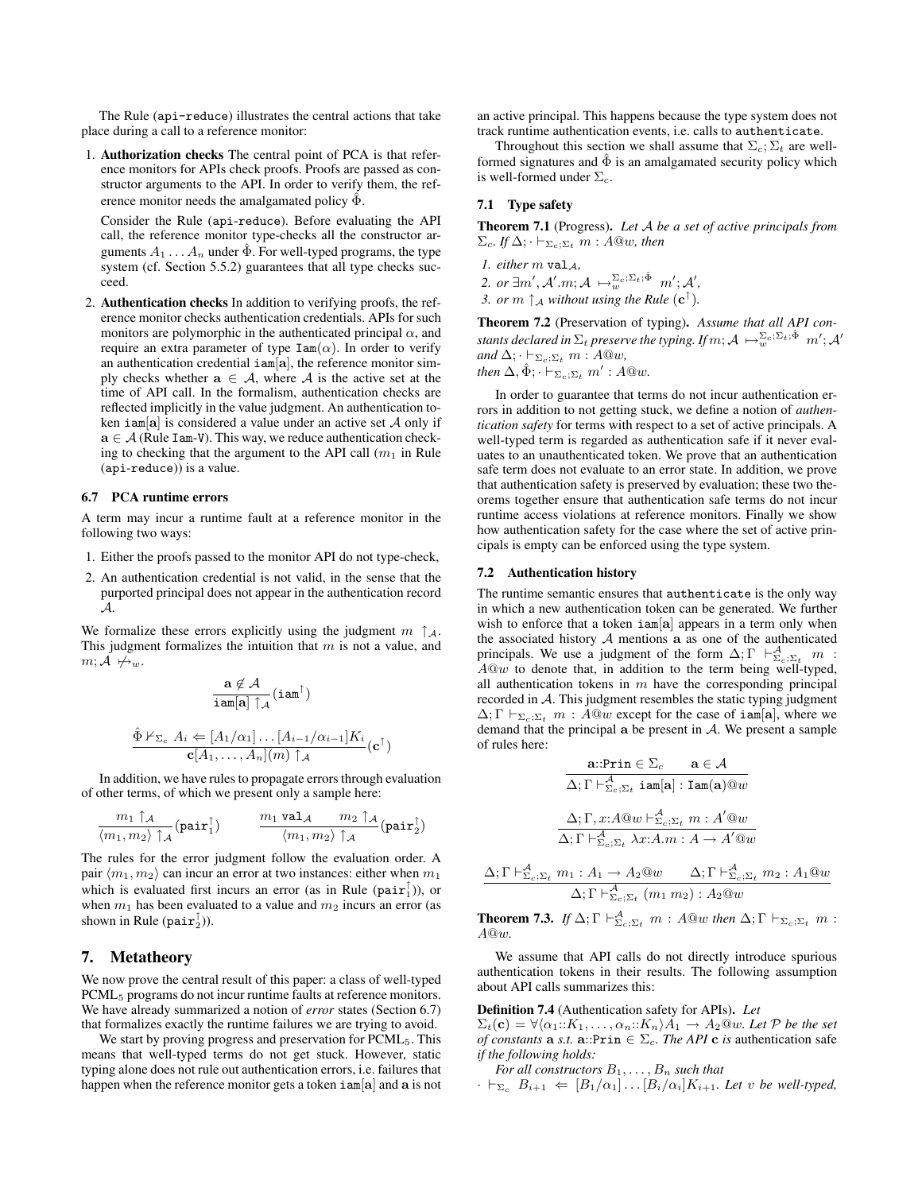The Rule (api-reduce) illustrates the central actions that take place during a call to a reference monitor:

1. **Authorization checks** The central point of PCA is that reference monitors for APIs check proofs. Proofs are passed as constructor arguments to the API. In order to verify them, the reference monitor needs the amalgamated policy $\hat{\Phi}$.

   Consider the Rule (api-reduce). Before evaluating the API call, the reference monitor type-checks all the constructor arguments $A_1 \dots A_n$ under $\hat{\Phi}$. For well-typed programs, the type system (cf. Section 5.5.2) guarantees that all type checks succeed.

2. **Authentication checks** In addition to verifying proofs, the reference monitor checks authentication credentials. APIs for such monitors are polymorphic in the authenticated principal $\alpha$, and require an extra parameter of type $\mathtt{Iam}(\alpha)$. In order to verify an authentication credential $\mathtt{iam}[\mathbf{a}]$, the reference monitor simply checks whether $\mathbf{a} \in \mathcal{A}$, where $\mathcal{A}$ is the active set at the time of API call. In the formalism, authentication checks are reflected implicitly in the value judgment. An authentication token $\mathtt{iam}[\mathbf{a}]$ is considered a value under an active set $\mathcal{A}$ only if $\mathbf{a} \in \mathcal{A}$ (Rule Iam-V). This way, we reduce authentication checking to checking that the argument to the API call ($m_1$ in Rule (api-reduce)) is a value.

### 6.7 PCA runtime errors

A term may incur a runtime fault at a reference monitor in the following two ways:

1. Either the proofs passed to the monitor API do not type-check,
2. An authentication credential is not valid, in the sense that the purported principal does not appear in the authentication record $\mathcal{A}$.

We formalize these errors explicitly using the judgment $m \uparrow_{\mathcal{A}}$. This judgment formalizes the intuition that $m$ is not a value, and $m; \mathcal{A} \not\mapsto_w$.

$$\frac{\mathbf{a} \notin \mathcal{A}}{\mathtt{iam}[\mathbf{a}] \uparrow_{\mathcal{A}}}(\mathtt{iam}^{\uparrow})$$

$$\frac{\hat{\Phi} \nvdash_{\Sigma_c} A_i \Leftarrow [A_1/\alpha_1] \dots [A_{i-1}/\alpha_{i-1}] K_i}{\mathbf{c}[A_1, \dots, A_n](m) \uparrow_{\mathcal{A}}}(\mathbf{c}^{\uparrow})$$

In addition, we have rules to propagate errors through evaluation of other terms, of which we present only a sample here:

$$\frac{m_1 \uparrow_{\mathcal{A}}}{\langle m_1, m_2 \rangle \uparrow_{\mathcal{A}}}(\mathtt{pair}_1^{\uparrow}) \qquad \frac{m_1 \ \mathtt{val}_{\mathcal{A}} \quad m_2 \uparrow_{\mathcal{A}}}{\langle m_1, m_2 \rangle \uparrow_{\mathcal{A}}}(\mathtt{pair}_2^{\uparrow})$$

The rules for the error judgment follow the evaluation order. A pair $\langle m_1, m_2 \rangle$ can incur an error at two instances: either when $m_1$ which is evaluated first incurs an error (as in Rule ($\mathtt{pair}_1^{\uparrow}$)), or when $m_1$ has been evaluated to a value and $m_2$ incurs an error (as shown in Rule ($\mathtt{pair}_2^{\uparrow}$)).

## 7. Metatheory

We now prove the central result of this paper: a class of well-typed PCML$_5$ programs do not incur runtime faults at reference monitors. We have already summarized a notion of *error* states (Section 6.7) that formalizes exactly the runtime failures we are trying to avoid.

We start by proving progress and preservation for PCML$_5$. This means that well-typed terms do not get stuck. However, static typing alone does not rule out authentication errors, i.e. failures that happen when the reference monitor gets a token $\mathtt{iam}[\mathbf{a}]$ and $\mathbf{a}$ is not an active principal. This happens because the type system does not track runtime authentication events, i.e. calls to authenticate.

Throughout this section we shall assume that $\Sigma_c; \Sigma_t$ are well-formed signatures and $\hat{\Phi}$ is an amalgamated security policy which is well-formed under $\Sigma_c$.

### 7.1 Type safety

**Theorem 7.1** (Progress). *Let $\mathcal{A}$ be a set of active principals from $\Sigma_c$. If $\Delta; \cdot \vdash_{\Sigma_c;\Sigma_t} m : A@w$, then*

1. *either $m$ $\mathtt{val}_{\mathcal{A}}$,*
2. *or $\exists m', \mathcal{A}'.m; \mathcal{A} \mapsto_w^{\Sigma_c;\Sigma_t;\hat{\Phi}} m'; \mathcal{A}'$,*
3. *or $m \uparrow_{\mathcal{A}}$ without using the Rule ($\mathbf{c}^{\uparrow}$).*

**Theorem 7.2** (Preservation of typing). *Assume that all API constants declared in $\Sigma_t$ preserve the typing. If $m; \mathcal{A} \mapsto_w^{\Sigma_c;\Sigma_t;\hat{\Phi}} m'; \mathcal{A}'$ and $\Delta; \cdot \vdash_{\Sigma_c;\Sigma_t} m : A@w$, then $\Delta, \hat{\Phi}; \cdot \vdash_{\Sigma_c;\Sigma_t} m' : A@w$.*

In order to guarantee that terms do not incur authentication errors in addition to not getting stuck, we define a notion of *authentication safety* for terms with respect to a set of active principals. A well-typed term is regarded as authentication safe if it never evaluates to an unauthenticated token. We prove that an authentication safe term does not evaluate to an error state. In addition, we prove that authentication safety is preserved by evaluation; these two theorems together ensure that authentication safe terms do not incur runtime access violations at reference monitors. Finally we show how authentication safety for the case where the set of active principals is empty can be enforced using the type system.

### 7.2 Authentication history

The runtime semantic ensures that authenticate is the only way in which a new authentication token can be generated. We further wish to enforce that a token $\mathtt{iam}[\mathbf{a}]$ appears in a term only when the associated history $\mathcal{A}$ mentions $\mathbf{a}$ as one of the authenticated principals. We use a judgment of the form $\Delta; \Gamma \vdash^{\mathcal{A}}_{\Sigma_c;\Sigma_t} m : A@w$ to denote that, in addition to the term being well-typed, all authentication tokens in $m$ have the corresponding principal recorded in $\mathcal{A}$. This judgment resembles the static typing judgment $\Delta; \Gamma \vdash_{\Sigma_c;\Sigma_t} m : A@w$ except for the case of $\mathtt{iam}[\mathbf{a}]$, where we demand that the principal $\mathbf{a}$ be present in $\mathcal{A}$. We present a sample of rules here:

$$\frac{\mathbf{a}{::}\mathtt{Prin} \in \Sigma_c \qquad \mathbf{a} \in \mathcal{A}}{\Delta; \Gamma \vdash^{\mathcal{A}}_{\Sigma_c;\Sigma_t} \mathtt{iam}[\mathbf{a}] : \mathtt{Iam}(\mathbf{a})@w}$$

$$\frac{\Delta; \Gamma, x{:}A@w \vdash^{\mathcal{A}}_{\Sigma_c;\Sigma_t} m : A'@w}{\Delta; \Gamma \vdash^{\mathcal{A}}_{\Sigma_c;\Sigma_t} \lambda x{:}A.m : A \to A'@w}$$

$$\frac{\Delta; \Gamma \vdash^{\mathcal{A}}_{\Sigma_c;\Sigma_t} m_1 : A_1 \to A_2@w \qquad \Delta; \Gamma \vdash^{\mathcal{A}}_{\Sigma_c;\Sigma_t} m_2 : A_1@w}{\Delta; \Gamma \vdash^{\mathcal{A}}_{\Sigma_c;\Sigma_t} (m_1\ m_2) : A_2@w}$$

**Theorem 7.3.** *If $\Delta; \Gamma \vdash^{\mathcal{A}}_{\Sigma_c;\Sigma_t} m : A@w$ then $\Delta; \Gamma \vdash_{\Sigma_c;\Sigma_t} m : A@w$.*

We assume that API calls do not directly introduce spurious authentication tokens in their results. The following assumption about API calls summarizes this:

**Definition 7.4** (Authentication safety for APIs). *Let $\Sigma_t(\mathbf{c}) = \forall\langle \alpha_1{::}K_1, \dots, \alpha_n{::}K_n \rangle A_1 \to A_2@w$. Let $\mathcal{P}$ be the set of constants $\mathbf{a}$ s.t. $\mathbf{a}{::}\mathtt{Prin} \in \Sigma_c$. The API $\mathbf{c}$ is* authentication safe *if the following holds:*

*For all constructors $B_1, \dots, B_n$ such that $\cdot \vdash_{\Sigma_c} B_{i+1} \Leftarrow [B_1/\alpha_1] \dots [B_i/\alpha_i] K_{i+1}$. Let $v$ be well-typed,*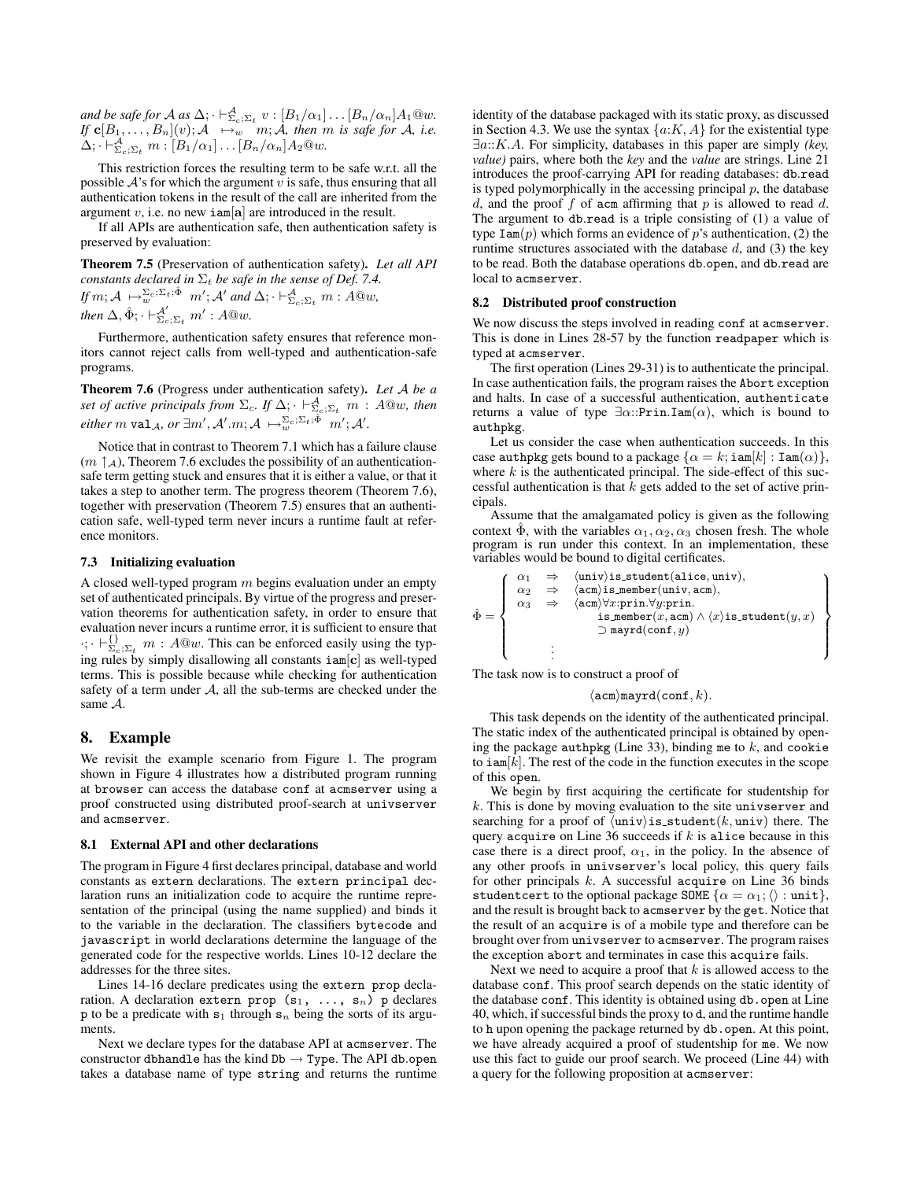*and be safe for $\mathcal{A}$ as $\Delta; \cdot \vdash^{\mathcal{A}}_{\Sigma_c;\Sigma_t} v : [B_1/\alpha_1]\dots[B_n/\alpha_n]A_1@w$. If $\mathbf{c}[B_1,\dots,B_n](v); \mathcal{A} \mapsto_w m; \mathcal{A}$, then $m$ is safe for $\mathcal{A}$, i.e. $\Delta; \cdot \vdash^{\mathcal{A}}_{\Sigma_c;\Sigma_t} m : [B_1/\alpha_1]\dots[B_n/\alpha_n]A_2@w$.*

This restriction forces the resulting term to be safe w.r.t. all the possible $\mathcal{A}$'s for which the argument $v$ is safe, thus ensuring that all authentication tokens in the result of the call are inherited from the argument $v$, i.e. no new $\mathtt{iam}[\mathbf{a}]$ are introduced in the result.

If all APIs are authentication safe, then authentication safety is preserved by evaluation:

**Theorem 7.5** (Preservation of authentication safety). *Let all API constants declared in $\Sigma_t$ be safe in the sense of Def. 7.4. If $m; \mathcal{A} \mapsto^{\Sigma_c;\Sigma_t;\hat{\Phi}}_w m'; \mathcal{A}'$ and $\Delta; \cdot \vdash^{\mathcal{A}}_{\Sigma_c;\Sigma_t} m : A@w$, then $\Delta, \hat{\Phi}; \cdot \vdash^{\mathcal{A}'}_{\Sigma_c;\Sigma_t} m' : A@w$.*

Furthermore, authentication safety ensures that reference monitors cannot reject calls from well-typed and authentication-safe programs.

**Theorem 7.6** (Progress under authentication safety). *Let $\mathcal{A}$ be a set of active principals from $\Sigma_c$. If $\Delta; \cdot \vdash^{\mathcal{A}}_{\Sigma_c;\Sigma_t} m : A@w$, then either $m$ $\mathtt{val}_{\mathcal{A}}$, or $\exists m', \mathcal{A}'.m; \mathcal{A} \mapsto^{\Sigma_c;\Sigma_t;\hat{\Phi}}_w m'; \mathcal{A}'$.*

Notice that in contrast to Theorem 7.1 which has a failure clause ($m \uparrow_{\mathcal{A}}$), Theorem 7.6 excludes the possibility of an authentication-safe term getting stuck and ensures that it is either a value, or that it takes a step to another term. The progress theorem (Theorem 7.6), together with preservation (Theorem 7.5) ensures that an authentication safe, well-typed term never incurs a runtime fault at reference monitors.

### 7.3 Initializing evaluation

A closed well-typed program $m$ begins evaluation under an empty set of authenticated principals. By virtue of the progress and preservation theorems for authentication safety, in order to ensure that evaluation never incurs a runtime error, it is sufficient to ensure that $\cdot; \cdot \vdash^{\{\}}_{\Sigma_c;\Sigma_t} m : A@w$. This can be enforced easily using the typing rules by simply disallowing all constants $\mathtt{iam}[\mathbf{c}]$ as well-typed terms. This is possible because while checking for authentication safety of a term under $\mathcal{A}$, all the sub-terms are checked under the same $\mathcal{A}$.

## 8. Example

We revisit the example scenario from Figure 1. The program shown in Figure 4 illustrates how a distributed program running at `browser` can access the database `conf` at `acmserver` using a proof constructed using distributed proof-search at `univserver` and `acmserver`.

### 8.1 External API and other declarations

The program in Figure 4 first declares principal, database and world constants as `extern` declarations. The `extern principal` declaration runs an initialization code to acquire the runtime representation of the principal (using the name supplied) and binds it to the variable in the declaration. The classifiers `bytecode` and `javascript` in world declarations determine the language of the generated code for the respective worlds. Lines 10-12 declare the addresses for the three sites.

Lines 14-16 declare predicates using the `extern prop` declaration. A declaration `extern prop (`$\mathtt{s}_1$`, ..., `$\mathtt{s}_n$`) p` declares `p` to be a predicate with $\mathtt{s}_1$ through $\mathtt{s}_n$ being the sorts of its arguments.

Next we declare types for the database API at `acmserver`. The constructor `dbhandle` has the kind $\mathtt{Db} \to \mathtt{Type}$. The API `db.open` takes a database name of type `string` and returns the runtime identity of the database packaged with its static proxy, as discussed in Section 4.3. We use the syntax $\{a{:}K, A\}$ for the existential type $\exists a{::}K.A$. For simplicity, databases in this paper are simply *(key, value)* pairs, where both the *key* and the *value* are strings. Line 21 introduces the proof-carrying API for reading databases: `db.read` is typed polymorphically in the accessing principal $p$, the database $d$, and the proof $f$ of `acm` affirming that $p$ is allowed to read $d$. The argument to `db.read` is a triple consisting of (1) a value of type $\mathtt{Iam}(p)$ which forms an evidence of $p$'s authentication, (2) the runtime structures associated with the database $d$, and (3) the key to be read. Both the database operations `db.open`, and `db.read` are local to `acmserver`.

### 8.2 Distributed proof construction

We now discuss the steps involved in reading `conf` at `acmserver`. This is done in Lines 28-57 by the function `readpaper` which is typed at `acmserver`.

The first operation (Lines 29-31) is to authenticate the principal. In case authentication fails, the program raises the `Abort` exception and halts. In case of a successful authentication, `authenticate` returns a value of type $\exists\alpha{::}\mathtt{Prin}.\mathtt{Iam}(\alpha)$, which is bound to `authpkg`.

Let us consider the case when authentication succeeds. In this case `authpkg` gets bound to a package $\{\alpha = k; \mathtt{iam}[k] : \mathtt{Iam}(\alpha)\}$, where $k$ is the authenticated principal. The side-effect of this successful authentication is that $k$ gets added to the set of active principals.

Assume that the amalgamated policy is given as the following context $\hat{\Phi}$, with the variables $\alpha_1, \alpha_2, \alpha_3$ chosen fresh. The whole program is run under this context. In an implementation, these variables would be bound to digital certificates.

$$\hat{\Phi} = \left\{ \begin{array}{lll} \alpha_1 & \Rightarrow & \langle\mathtt{univ}\rangle\mathtt{is\_student}(\mathtt{alice}, \mathtt{univ}), \\ \alpha_2 & \Rightarrow & \langle\mathtt{acm}\rangle\mathtt{is\_member}(\mathtt{univ}, \mathtt{acm}), \\ \alpha_3 & \Rightarrow & \langle\mathtt{acm}\rangle\forall x{:}\mathtt{prin}.\forall y{:}\mathtt{prin}. \\ & & \quad \mathtt{is\_member}(x, \mathtt{acm}) \wedge \langle x\rangle\mathtt{is\_student}(y, x) \\ & & \quad \supset \mathtt{mayrd}(\mathtt{conf}, y) \\ & \vdots & \end{array} \right\}$$

The task now is to construct a proof of

$$\langle\mathtt{acm}\rangle\mathtt{mayrd}(\mathtt{conf}, k).$$

This task depends on the identity of the authenticated principal. The static index of the authenticated principal is obtained by opening the package `authpkg` (Line 33), binding `me` to $k$, and `cookie` to $\mathtt{iam}[k]$. The rest of the code in the function executes in the scope of this `open`.

We begin by first acquiring the certificate for studentship for $k$. This is done by moving evaluation to the site `univserver` and searching for a proof of $\langle\mathtt{univ}\rangle\mathtt{is\_student}(k, \mathtt{univ})$ there. The query `acquire` on Line 36 succeeds if $k$ is `alice` because in this case there is a direct proof, $\alpha_1$, in the policy. In the absence of any other proofs in `univserver`'s local policy, this query fails for other principals $k$. A successful `acquire` on Line 36 binds `studentcert` to the optional package `SOME` $\{\alpha = \alpha_1; \langle\rangle : \mathtt{unit}\}$, and the result is brought back to `acmserver` by the `get`. Notice that the result of an `acquire` is of a mobile type and therefore can be brought over from `univserver` to `acmserver`. The program raises the exception `abort` and terminates in case this `acquire` fails.

Next we need to acquire a proof that $k$ is allowed access to the database `conf`. This proof search depends on the static identity of the database `conf`. This identity is obtained using `db.open` at Line 40, which, if successful binds the proxy to `d`, and the runtime handle to `h` upon opening the package returned by `db.open`. At this point, we have already acquired a proof of studentship for `me`. We now use this fact to guide our proof search. We proceed (Line 44) with a query for the following proposition at `acmserver`: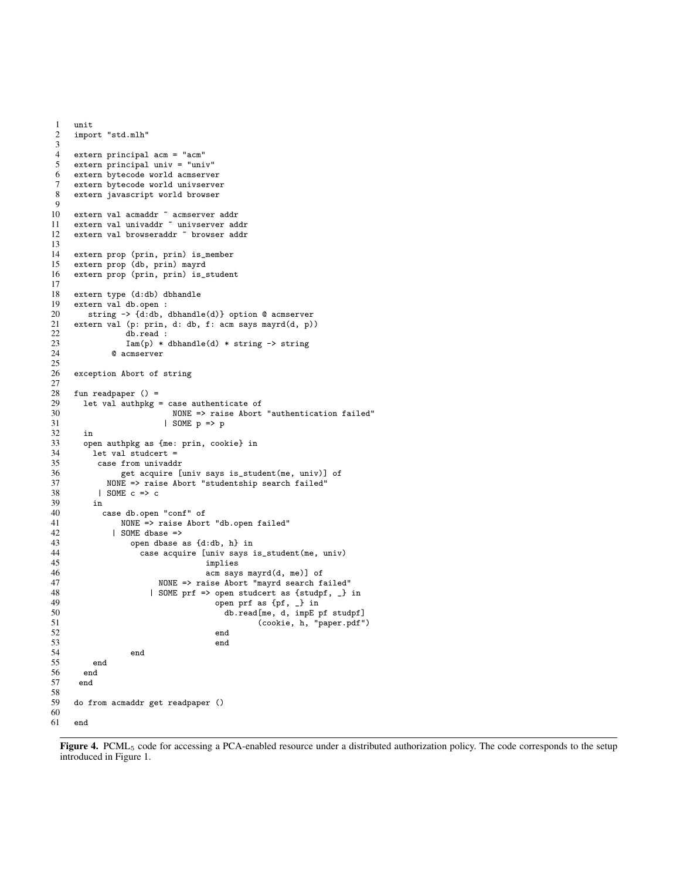```
1   unit
2   import "std.mlh"
3
4   extern principal acm = "acm"
5   extern principal univ = "univ"
6   extern bytecode world acmserver
7   extern bytecode world univserver
8   extern javascript world browser
9
10  extern val acmaddr ~ acmserver addr
11  extern val univaddr ~ univserver addr
12  extern val browseraddr ~ browser addr
13
14  extern prop (prin, prin) is_member
15  extern prop (db, prin) mayrd
16  extern prop (prin, prin) is_student
17
18  extern type (d:db) dbhandle
19  extern val db.open :
20     string -> {d:db, dbhandle(d)} option @ acmserver
21  extern val (p: prin, d: db, f: acm says mayrd(d, p))
22             db.read :
23             Iam(p) * dbhandle(d) * string -> string
24          @ acmserver
25
26  exception Abort of string
27
28  fun readpaper () =
29    let val authpkg = case authenticate of
30                        NONE => raise Abort "authentication failed"
31                      | SOME p => p
32    in
33    open authpkg as {me: prin, cookie} in
34      let val studcert =
35       case from univaddr
36            get acquire [univ says is_student(me, univ)] of
37         NONE => raise Abort "studentship search failed"
38       | SOME c => c
39      in
40        case db.open "conf" of
41            NONE => raise Abort "db.open failed"
42          | SOME dbase =>
43              open dbase as {d:db, h} in
44                case acquire [univ says is_student(me, univ)
45                              implies
46                              acm says mayrd(d, me)] of
47                    NONE => raise Abort "mayrd search failed"
48                  | SOME prf => open studcert as {studpf, _} in
49                                open prf as {pf, _} in
50                                  db.read[me, d, impE pf studpf]
51                                         (cookie, h, "paper.pdf")
52                                end
53                                end
54              end
55      end
56    end
57   end
58
59  do from acmaddr get readpaper ()
60
61  end
```

**Figure 4.** PCML$_5$ code for accessing a PCA-enabled resource under a distributed authorization policy. The code corresponds to the setup introduced in Figure 1.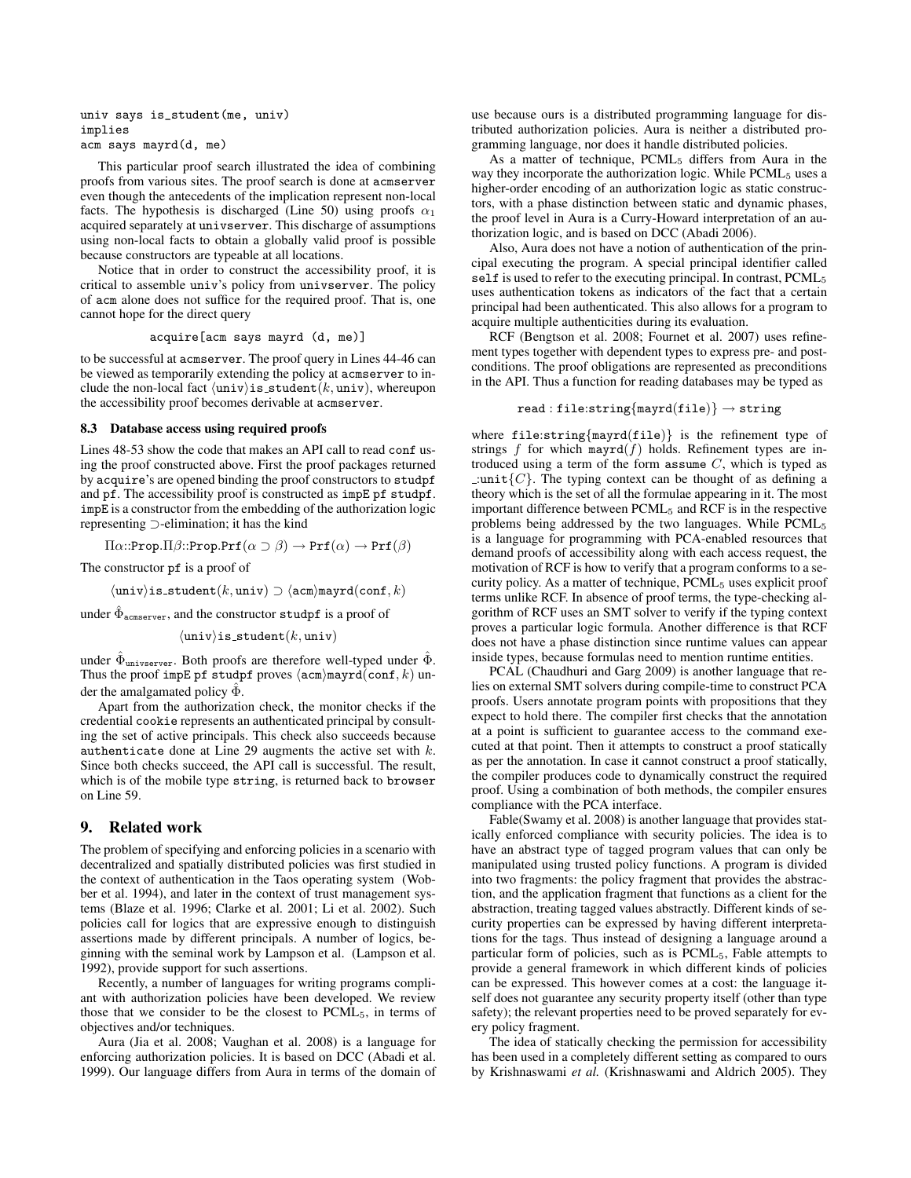```
univ says is_student(me, univ)
implies
acm says mayrd(d, me)
```

This particular proof search illustrated the idea of combining proofs from various sites. The proof search is done at acmserver even though the antecedents of the implication represent non-local facts. The hypothesis is discharged (Line 50) using proofs $\alpha_1$ acquired separately at univserver. This discharge of assumptions using non-local facts to obtain a globally valid proof is possible because constructors are typeable at all locations.

Notice that in order to construct the accessibility proof, it is critical to assemble univ's policy from univserver. The policy of acm alone does not suffice for the required proof. That is, one cannot hope for the direct query

```
acquire[acm says mayrd (d, me)]
```

to be successful at acmserver. The proof query in Lines 44-46 can be viewed as temporarily extending the policy at acmserver to include the non-local fact $\langle \texttt{univ} \rangle \texttt{is\_student}(k, \texttt{univ})$, whereupon the accessibility proof becomes derivable at acmserver.

### 8.3 Database access using required proofs

Lines 48-53 show the code that makes an API call to read conf using the proof constructed above. First the proof packages returned by acquire's are opened binding the proof constructors to studpf and pf. The accessibility proof is constructed as impE pf studpf. impE is a constructor from the embedding of the authorization logic representing $\supset$-elimination; it has the kind

$$\Pi\alpha{::}\texttt{Prop}.\Pi\beta{::}\texttt{Prop}.\texttt{Prf}(\alpha \supset \beta) \rightarrow \texttt{Prf}(\alpha) \rightarrow \texttt{Prf}(\beta)$$

The constructor pf is a proof of

$$\langle \texttt{univ} \rangle \texttt{is\_student}(k, \texttt{univ}) \supset \langle \texttt{acm} \rangle \texttt{mayrd}(\texttt{conf}, k)$$

under $\hat{\Phi}_{\texttt{acmserver}}$, and the constructor studpf is a proof of

$$\langle \texttt{univ} \rangle \texttt{is\_student}(k, \texttt{univ})$$

under $\hat{\Phi}_{\texttt{univserver}}$. Both proofs are therefore well-typed under $\hat{\Phi}$. Thus the proof impE pf studpf proves $\langle \texttt{acm} \rangle \texttt{mayrd}(\texttt{conf}, k)$ under the amalgamated policy $\hat{\Phi}$.

Apart from the authorization check, the monitor checks if the credential cookie represents an authenticated principal by consulting the set of active principals. This check also succeeds because authenticate done at Line 29 augments the active set with $k$. Since both checks succeed, the API call is successful. The result, which is of the mobile type string, is returned back to browser on Line 59.

## 9. Related work

The problem of specifying and enforcing policies in a scenario with decentralized and spatially distributed policies was first studied in the context of authentication in the Taos operating system (Wobber et al. 1994), and later in the context of trust management systems (Blaze et al. 1996; Clarke et al. 2001; Li et al. 2002). Such policies call for logics that are expressive enough to distinguish assertions made by different principals. A number of logics, beginning with the seminal work by Lampson et al. (Lampson et al. 1992), provide support for such assertions.

Recently, a number of languages for writing programs compliant with authorization policies have been developed. We review those that we consider to be the closest to PCML$_5$, in terms of objectives and/or techniques.

Aura (Jia et al. 2008; Vaughan et al. 2008) is a language for enforcing authorization policies. It is based on DCC (Abadi et al. 1999). Our language differs from Aura in terms of the domain of use because ours is a distributed programming language for distributed authorization policies. Aura is neither a distributed programming language, nor does it handle distributed policies.

As a matter of technique, PCML$_5$ differs from Aura in the way they incorporate the authorization logic. While PCML$_5$ uses a higher-order encoding of an authorization logic as static constructors, with a phase distinction between static and dynamic phases, the proof level in Aura is a Curry-Howard interpretation of an authorization logic, and is based on DCC (Abadi 2006).

Also, Aura does not have a notion of authentication of the principal executing the program. A special principal identifier called self is used to refer to the executing principal. In contrast, PCML$_5$ uses authentication tokens as indicators of the fact that a certain principal had been authenticated. This also allows for a program to acquire multiple authenticities during its evaluation.

RCF (Bengtson et al. 2008; Fournet et al. 2007) uses refinement types together with dependent types to express pre- and post-conditions. The proof obligations are represented as preconditions in the API. Thus a function for reading databases may be typed as

$$\texttt{read} : \texttt{file:string}\{\texttt{mayrd(file)}\} \rightarrow \texttt{string}$$

where $\texttt{file:string}\{\texttt{mayrd(file)}\}$ is the refinement type of strings $f$ for which $\texttt{mayrd}(f)$ holds. Refinement types are introduced using a term of the form assume $C$, which is typed as $\_{:}\texttt{unit}\{C\}$. The typing context can be thought of as defining a theory which is the set of all the formulae appearing in it. The most important difference between PCML$_5$ and RCF is in the respective problems being addressed by the two languages. While PCML$_5$ is a language for programming with PCA-enabled resources that demand proofs of accessibility along with each access request, the motivation of RCF is how to verify that a program conforms to a security policy. As a matter of technique, PCML$_5$ uses explicit proof terms unlike RCF. In absence of proof terms, the type-checking algorithm of RCF uses an SMT solver to verify if the typing context proves a particular logic formula. Another difference is that RCF does not have a phase distinction since runtime values can appear inside types, because formulas need to mention runtime entities.

PCAL (Chaudhuri and Garg 2009) is another language that relies on external SMT solvers during compile-time to construct PCA proofs. Users annotate program points with propositions that they expect to hold there. The compiler first checks that the annotation at a point is sufficient to guarantee access to the command executed at that point. Then it attempts to construct a proof statically as per the annotation. In case it cannot construct a proof statically, the compiler produces code to dynamically construct the required proof. Using a combination of both methods, the compiler ensures compliance with the PCA interface.

Fable(Swamy et al. 2008) is another language that provides statically enforced compliance with security policies. The idea is to have an abstract type of tagged program values that can only be manipulated using trusted policy functions. A program is divided into two fragments: the policy fragment that provides the abstraction, and the application fragment that functions as a client for the abstraction, treating tagged values abstractly. Different kinds of security properties can be expressed by having different interpretations for the tags. Thus instead of designing a language around a particular form of policies, such as is PCML$_5$, Fable attempts to provide a general framework in which different kinds of policies can be expressed. This however comes at a cost: the language itself does not guarantee any security property itself (other than type safety); the relevant properties need to be proved separately for every policy fragment.

The idea of statically checking the permission for accessibility has been used in a completely different setting as compared to ours by Krishnaswami *et al.* (Krishnaswami and Aldrich 2005). They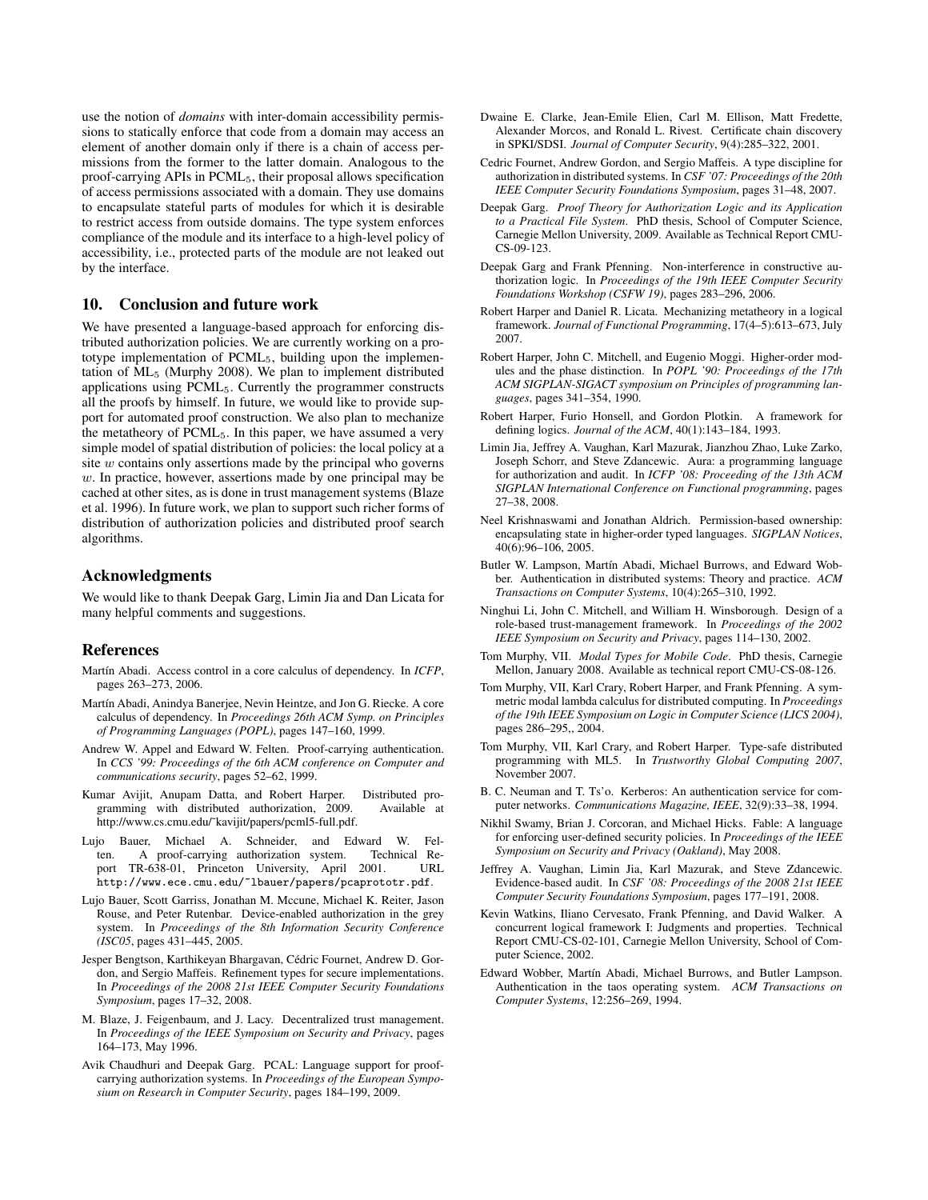use the notion of *domains* with inter-domain accessibility permissions to statically enforce that code from a domain may access an element of another domain only if there is a chain of access permissions from the former to the latter domain. Analogous to the proof-carrying APIs in $\text{PCML}_5$, their proposal allows specification of access permissions associated with a domain. They use domains to encapsulate stateful parts of modules for which it is desirable to restrict access from outside domains. The type system enforces compliance of the module and its interface to a high-level policy of accessibility, i.e., protected parts of the module are not leaked out by the interface.

## 10. Conclusion and future work

We have presented a language-based approach for enforcing distributed authorization policies. We are currently working on a prototype implementation of $\text{PCML}_5$, building upon the implementation of $\text{ML}_5$ (Murphy 2008). We plan to implement distributed applications using $\text{PCML}_5$. Currently the programmer constructs all the proofs by himself. In future, we would like to provide support for automated proof construction. We also plan to mechanize the metatheory of $\text{PCML}_5$. In this paper, we have assumed a very simple model of spatial distribution of policies: the local policy at a site $w$ contains only assertions made by the principal who governs $w$. In practice, however, assertions made by one principal may be cached at other sites, as is done in trust management systems (Blaze et al. 1996). In future work, we plan to support such richer forms of distribution of authorization policies and distributed proof search algorithms.

## Acknowledgments

We would like to thank Deepak Garg, Limin Jia and Dan Licata for many helpful comments and suggestions.

## References

Martín Abadi. Access control in a core calculus of dependency. In *ICFP*, pages 263–273, 2006.

Martín Abadi, Anindya Banerjee, Nevin Heintze, and Jon G. Riecke. A core calculus of dependency. In *Proceedings 26th ACM Symp. on Principles of Programming Languages (POPL)*, pages 147–160, 1999.

Andrew W. Appel and Edward W. Felten. Proof-carrying authentication. In *CCS '99: Proceedings of the 6th ACM conference on Computer and communications security*, pages 52–62, 1999.

Kumar Avijit, Anupam Datta, and Robert Harper. Distributed programming with distributed authorization, 2009. Available at http://www.cs.cmu.edu/~kavijit/papers/pcml5-full.pdf.

Lujo Bauer, Michael A. Schneider, and Edward W. Felten. A proof-carrying authorization system. Technical Report TR-638-01, Princeton University, April 2001. URL `http://www.ece.cmu.edu/~lbauer/papers/pcaprototr.pdf`.

Lujo Bauer, Scott Garriss, Jonathan M. Mccune, Michael K. Reiter, Jason Rouse, and Peter Rutenbar. Device-enabled authorization in the grey system. In *Proceedings of the 8th Information Security Conference (ISC05*, pages 431–445, 2005.

Jesper Bengtson, Karthikeyan Bhargavan, Cédric Fournet, Andrew D. Gordon, and Sergio Maffeis. Refinement types for secure implementations. In *Proceedings of the 2008 21st IEEE Computer Security Foundations Symposium*, pages 17–32, 2008.

M. Blaze, J. Feigenbaum, and J. Lacy. Decentralized trust management. In *Proceedings of the IEEE Symposium on Security and Privacy*, pages 164–173, May 1996.

Avik Chaudhuri and Deepak Garg. PCAL: Language support for proof-carrying authorization systems. In *Proceedings of the European Symposium on Research in Computer Security*, pages 184–199, 2009.

Dwaine E. Clarke, Jean-Emile Elien, Carl M. Ellison, Matt Fredette, Alexander Morcos, and Ronald L. Rivest. Certificate chain discovery in SPKI/SDSI. *Journal of Computer Security*, 9(4):285–322, 2001.

Cedric Fournet, Andrew Gordon, and Sergio Maffeis. A type discipline for authorization in distributed systems. In *CSF '07: Proceedings of the 20th IEEE Computer Security Foundations Symposium*, pages 31–48, 2007.

Deepak Garg. *Proof Theory for Authorization Logic and its Application to a Practical File System*. PhD thesis, School of Computer Science, Carnegie Mellon University, 2009. Available as Technical Report CMU-CS-09-123.

Deepak Garg and Frank Pfenning. Non-interference in constructive authorization logic. In *Proceedings of the 19th IEEE Computer Security Foundations Workshop (CSFW 19)*, pages 283–296, 2006.

Robert Harper and Daniel R. Licata. Mechanizing metatheory in a logical framework. *Journal of Functional Programming*, 17(4–5):613–673, July 2007.

Robert Harper, John C. Mitchell, and Eugenio Moggi. Higher-order modules and the phase distinction. In *POPL '90: Proceedings of the 17th ACM SIGPLAN-SIGACT symposium on Principles of programming languages*, pages 341–354, 1990.

Robert Harper, Furio Honsell, and Gordon Plotkin. A framework for defining logics. *Journal of the ACM*, 40(1):143–184, 1993.

Limin Jia, Jeffrey A. Vaughan, Karl Mazurak, Jianzhou Zhao, Luke Zarko, Joseph Schorr, and Steve Zdancewic. Aura: a programming language for authorization and audit. In *ICFP '08: Proceeding of the 13th ACM SIGPLAN International Conference on Functional programming*, pages 27–38, 2008.

Neel Krishnaswami and Jonathan Aldrich. Permission-based ownership: encapsulating state in higher-order typed languages. *SIGPLAN Notices*, 40(6):96–106, 2005.

Butler W. Lampson, Martín Abadi, Michael Burrows, and Edward Wobber. Authentication in distributed systems: Theory and practice. *ACM Transactions on Computer Systems*, 10(4):265–310, 1992.

Ninghui Li, John C. Mitchell, and William H. Winsborough. Design of a role-based trust-management framework. In *Proceedings of the 2002 IEEE Symposium on Security and Privacy*, pages 114–130, 2002.

Tom Murphy, VII. *Modal Types for Mobile Code*. PhD thesis, Carnegie Mellon, January 2008. Available as technical report CMU-CS-08-126.

Tom Murphy, VII, Karl Crary, Robert Harper, and Frank Pfenning. A symmetric modal lambda calculus for distributed computing. In *Proceedings of the 19th IEEE Symposium on Logic in Computer Science (LICS 2004)*, pages 286–295,, 2004.

Tom Murphy, VII, Karl Crary, and Robert Harper. Type-safe distributed programming with ML5. In *Trustworthy Global Computing 2007*, November 2007.

B. C. Neuman and T. Ts'o. Kerberos: An authentication service for computer networks. *Communications Magazine, IEEE*, 32(9):33–38, 1994.

Nikhil Swamy, Brian J. Corcoran, and Michael Hicks. Fable: A language for enforcing user-defined security policies. In *Proceedings of the IEEE Symposium on Security and Privacy (Oakland)*, May 2008.

Jeffrey A. Vaughan, Limin Jia, Karl Mazurak, and Steve Zdancewic. Evidence-based audit. In *CSF '08: Proceedings of the 2008 21st IEEE Computer Security Foundations Symposium*, pages 177–191, 2008.

Kevin Watkins, Iliano Cervesato, Frank Pfenning, and David Walker. A concurrent logical framework I: Judgments and properties. Technical Report CMU-CS-02-101, Carnegie Mellon University, School of Computer Science, 2002.

Edward Wobber, Martín Abadi, Michael Burrows, and Butler Lampson. Authentication in the taos operating system. *ACM Transactions on Computer Systems*, 12:256–269, 1994.